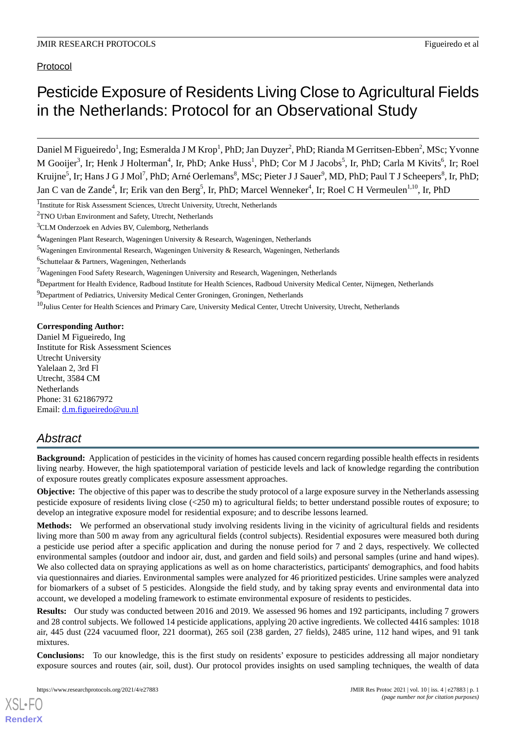Protocol

# Pesticide Exposure of Residents Living Close to Agricultural Fields in the Netherlands: Protocol for an Observational Study

Daniel M Figueiredo[1], Ing; Esmeralda J M Krop[1], PhD; Jan Duyzer[2], PhD; Rianda M Gerritsen-Ebben[2], MSc; Yvonne M Gooijer[3], Ir; Henk J Holterman[4], Ir, PhD; Anke Huss[1], PhD; Cor M J Jacobs[5], Ir, PhD; Carla M Kivits[6], Ir; Roel Kruijne[5], Ir; Hans J G J Mol[7], PhD; Arné Oerlemans[8], MSc; Pieter J J Sauer[9], MD, PhD; Paul T J Scheepers[8], Ir, PhD; Jan C van de Zande[4], Ir; Erik van den Berg[5], Ir, PhD; Marcel Wenneker[4], Ir; Roel C H Vermeulen[1,10], Ir, PhD

[1]Institute for Risk Assessment Sciences, Utrecht University, Utrecht, Netherlands
[2]TNO Urban Environment and Safety, Utrecht, Netherlands
[3]CLM Onderzoek en Advies BV, Culemborg, Netherlands
[4]Wageningen Plant Research, Wageningen University & Research, Wageningen, Netherlands
[5]Wageningen Environmental Research, Wageningen University & Research, Wageningen, Netherlands
[6]Schuttelaar & Partners, Wageningen, Netherlands
[7]Wageningen Food Safety Research, Wageningen University and Research, Wageningen, Netherlands
[8]Department for Health Evidence, Radboud Institute for Health Sciences, Radboud University Medical Center, Nijmegen, Netherlands
[9]Department of Pediatrics, University Medical Center Groningen, Groningen, Netherlands
[10]Julius Center for Health Sciences and Primary Care, University Medical Center, Utrecht University, Utrecht, Netherlands

**Corresponding Author:**
Daniel M Figueiredo, Ing
Institute for Risk Assessment Sciences
Utrecht University
Yalelaan 2, 3rd Fl
Utrecht, 3584 CM
Netherlands
Phone: 31 621867972
Email: d.m.figueiredo@uu.nl

## Abstract

**Background:** Application of pesticides in the vicinity of homes has caused concern regarding possible health effects in residents living nearby. However, the high spatiotemporal variation of pesticide levels and lack of knowledge regarding the contribution of exposure routes greatly complicates exposure assessment approaches.

**Objective:** The objective of this paper was to describe the study protocol of a large exposure survey in the Netherlands assessing pesticide exposure of residents living close (<250 m) to agricultural fields; to better understand possible routes of exposure; to develop an integrative exposure model for residential exposure; and to describe lessons learned.

**Methods:** We performed an observational study involving residents living in the vicinity of agricultural fields and residents living more than 500 m away from any agricultural fields (control subjects). Residential exposures were measured both during a pesticide use period after a specific application and during the nonuse period for 7 and 2 days, respectively. We collected environmental samples (outdoor and indoor air, dust, and garden and field soils) and personal samples (urine and hand wipes). We also collected data on spraying applications as well as on home characteristics, participants' demographics, and food habits via questionnaires and diaries. Environmental samples were analyzed for 46 prioritized pesticides. Urine samples were analyzed for biomarkers of a subset of 5 pesticides. Alongside the field study, and by taking spray events and environmental data into account, we developed a modeling framework to estimate environmental exposure of residents to pesticides.

**Results:** Our study was conducted between 2016 and 2019. We assessed 96 homes and 192 participants, including 7 growers and 28 control subjects. We followed 14 pesticide applications, applying 20 active ingredients. We collected 4416 samples: 1018 air, 445 dust (224 vacuumed floor, 221 doormat), 265 soil (238 garden, 27 fields), 2485 urine, 112 hand wipes, and 91 tank mixtures.

**Conclusions:** To our knowledge, this is the first study on residents' exposure to pesticides addressing all major nondietary exposure sources and routes (air, soil, dust). Our protocol provides insights on used sampling techniques, the wealth of data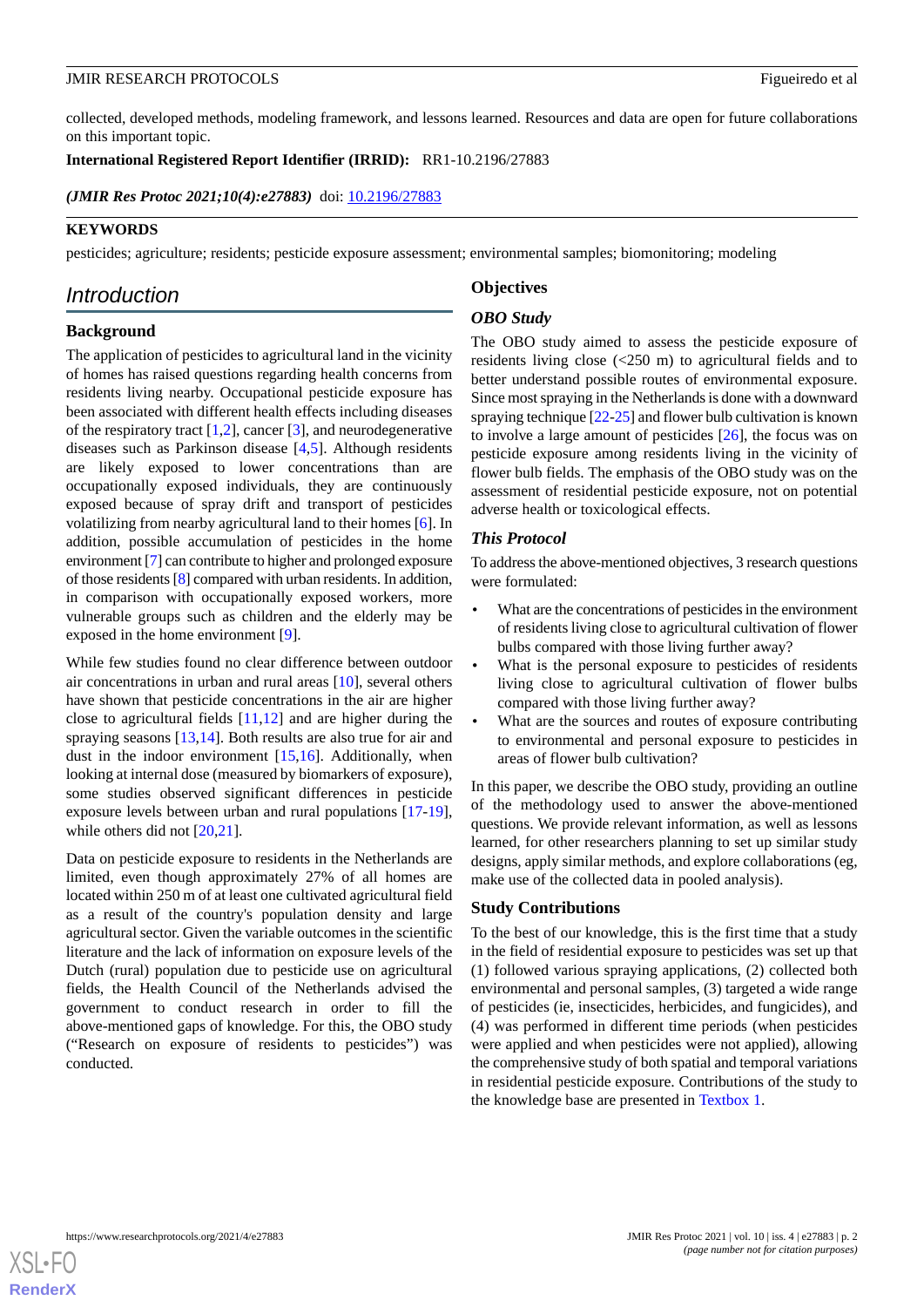collected, developed methods, modeling framework, and lessons learned. Resources and data are open for future collaborations on this important topic.

**International Registered Report Identifier (IRRID):** RR1-10.2196/27883

***(JMIR Res Protoc 2021;10(4):e27883)*** doi: 10.2196/27883

**KEYWORDS**

pesticides; agriculture; residents; pesticide exposure assessment; environmental samples; biomonitoring; modeling

## Introduction

### Background

The application of pesticides to agricultural land in the vicinity of homes has raised questions regarding health concerns from residents living nearby. Occupational pesticide exposure has been associated with different health effects including diseases of the respiratory tract [1,2], cancer [3], and neurodegenerative diseases such as Parkinson disease [4,5]. Although residents are likely exposed to lower concentrations than are occupationally exposed individuals, they are continuously exposed because of spray drift and transport of pesticides volatilizing from nearby agricultural land to their homes [6]. In addition, possible accumulation of pesticides in the home environment [7] can contribute to higher and prolonged exposure of those residents [8] compared with urban residents. In addition, in comparison with occupationally exposed workers, more vulnerable groups such as children and the elderly may be exposed in the home environment [9].

While few studies found no clear difference between outdoor air concentrations in urban and rural areas [10], several others have shown that pesticide concentrations in the air are higher close to agricultural fields [11,12] and are higher during the spraying seasons [13,14]. Both results are also true for air and dust in the indoor environment [15,16]. Additionally, when looking at internal dose (measured by biomarkers of exposure), some studies observed significant differences in pesticide exposure levels between urban and rural populations [17-19], while others did not [20,21].

Data on pesticide exposure to residents in the Netherlands are limited, even though approximately 27% of all homes are located within 250 m of at least one cultivated agricultural field as a result of the country's population density and large agricultural sector. Given the variable outcomes in the scientific literature and the lack of information on exposure levels of the Dutch (rural) population due to pesticide use on agricultural fields, the Health Council of the Netherlands advised the government to conduct research in order to fill the above-mentioned gaps of knowledge. For this, the OBO study ("Research on exposure of residents to pesticides") was conducted.

### Objectives

#### OBO Study

The OBO study aimed to assess the pesticide exposure of residents living close (<250 m) to agricultural fields and to better understand possible routes of environmental exposure. Since most spraying in the Netherlands is done with a downward spraying technique [22-25] and flower bulb cultivation is known to involve a large amount of pesticides [26], the focus was on pesticide exposure among residents living in the vicinity of flower bulb fields. The emphasis of the OBO study was on the assessment of residential pesticide exposure, not on potential adverse health or toxicological effects.

#### This Protocol

To address the above-mentioned objectives, 3 research questions were formulated:

- What are the concentrations of pesticides in the environment of residents living close to agricultural cultivation of flower bulbs compared with those living further away?
- What is the personal exposure to pesticides of residents living close to agricultural cultivation of flower bulbs compared with those living further away?
- What are the sources and routes of exposure contributing to environmental and personal exposure to pesticides in areas of flower bulb cultivation?

In this paper, we describe the OBO study, providing an outline of the methodology used to answer the above-mentioned questions. We provide relevant information, as well as lessons learned, for other researchers planning to set up similar study designs, apply similar methods, and explore collaborations (eg, make use of the collected data in pooled analysis).

### Study Contributions

To the best of our knowledge, this is the first time that a study in the field of residential exposure to pesticides was set up that (1) followed various spraying applications, (2) collected both environmental and personal samples, (3) targeted a wide range of pesticides (ie, insecticides, herbicides, and fungicides), and (4) was performed in different time periods (when pesticides were applied and when pesticides were not applied), allowing the comprehensive study of both spatial and temporal variations in residential pesticide exposure. Contributions of the study to the knowledge base are presented in Textbox 1.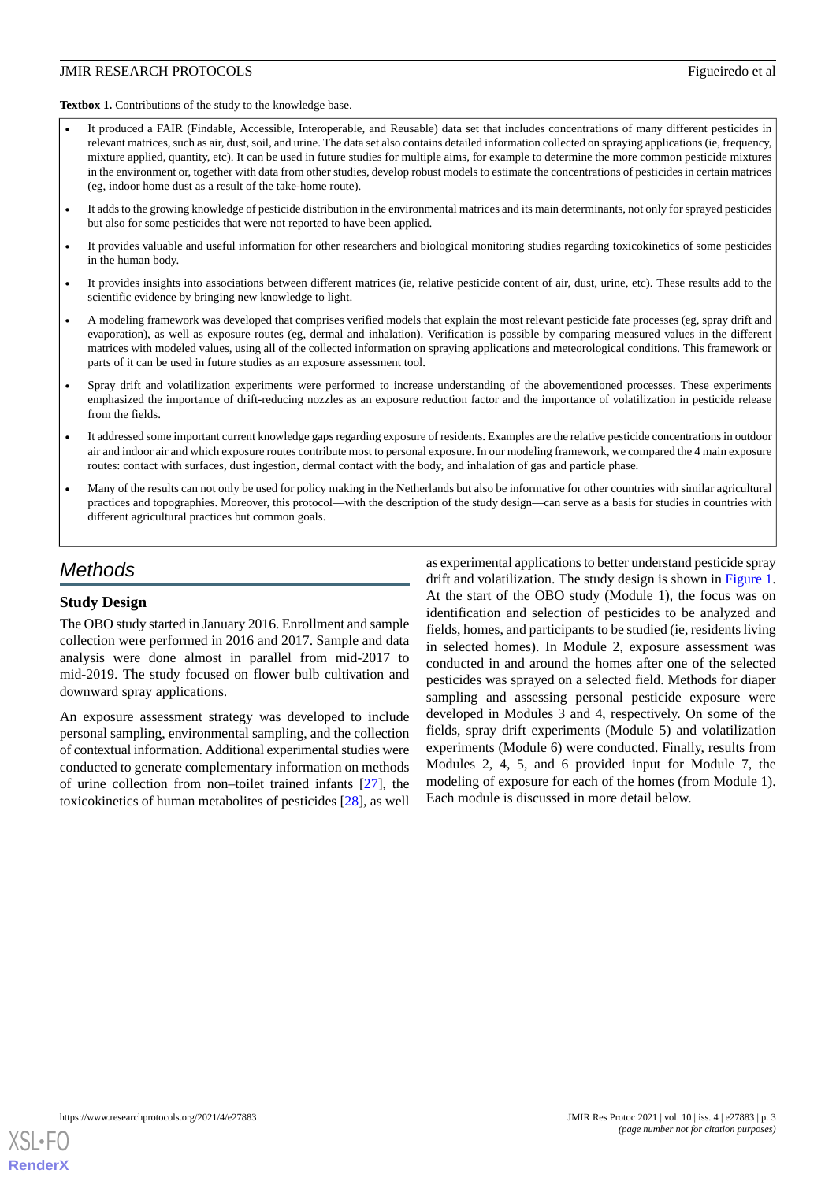**Textbox 1.** Contributions of the study to the knowledge base.

- It produced a FAIR (Findable, Accessible, Interoperable, and Reusable) data set that includes concentrations of many different pesticides in relevant matrices, such as air, dust, soil, and urine. The data set also contains detailed information collected on spraying applications (ie, frequency, mixture applied, quantity, etc). It can be used in future studies for multiple aims, for example to determine the more common pesticide mixtures in the environment or, together with data from other studies, develop robust models to estimate the concentrations of pesticides in certain matrices (eg, indoor home dust as a result of the take-home route).
- It adds to the growing knowledge of pesticide distribution in the environmental matrices and its main determinants, not only for sprayed pesticides but also for some pesticides that were not reported to have been applied.
- It provides valuable and useful information for other researchers and biological monitoring studies regarding toxicokinetics of some pesticides in the human body.
- It provides insights into associations between different matrices (ie, relative pesticide content of air, dust, urine, etc). These results add to the scientific evidence by bringing new knowledge to light.
- A modeling framework was developed that comprises verified models that explain the most relevant pesticide fate processes (eg, spray drift and evaporation), as well as exposure routes (eg, dermal and inhalation). Verification is possible by comparing measured values in the different matrices with modeled values, using all of the collected information on spraying applications and meteorological conditions. This framework or parts of it can be used in future studies as an exposure assessment tool.
- Spray drift and volatilization experiments were performed to increase understanding of the abovementioned processes. These experiments emphasized the importance of drift-reducing nozzles as an exposure reduction factor and the importance of volatilization in pesticide release from the fields.
- It addressed some important current knowledge gaps regarding exposure of residents. Examples are the relative pesticide concentrations in outdoor air and indoor air and which exposure routes contribute most to personal exposure. In our modeling framework, we compared the 4 main exposure routes: contact with surfaces, dust ingestion, dermal contact with the body, and inhalation of gas and particle phase.
- Many of the results can not only be used for policy making in the Netherlands but also be informative for other countries with similar agricultural practices and topographies. Moreover, this protocol—with the description of the study design—can serve as a basis for studies in countries with different agricultural practices but common goals.

# Methods

## Study Design

The OBO study started in January 2016. Enrollment and sample collection were performed in 2016 and 2017. Sample and data analysis were done almost in parallel from mid-2017 to mid-2019. The study focused on flower bulb cultivation and downward spray applications.

An exposure assessment strategy was developed to include personal sampling, environmental sampling, and the collection of contextual information. Additional experimental studies were conducted to generate complementary information on methods of urine collection from non–toilet trained infants [27], the toxicokinetics of human metabolites of pesticides [28], as well as experimental applications to better understand pesticide spray drift and volatilization. The study design is shown in Figure 1. At the start of the OBO study (Module 1), the focus was on identification and selection of pesticides to be analyzed and fields, homes, and participants to be studied (ie, residents living in selected homes). In Module 2, exposure assessment was conducted in and around the homes after one of the selected pesticides was sprayed on a selected field. Methods for diaper sampling and assessing personal pesticide exposure were developed in Modules 3 and 4, respectively. On some of the fields, spray drift experiments (Module 5) and volatilization experiments (Module 6) were conducted. Finally, results from Modules 2, 4, 5, and 6 provided input for Module 7, the modeling of exposure for each of the homes (from Module 1). Each module is discussed in more detail below.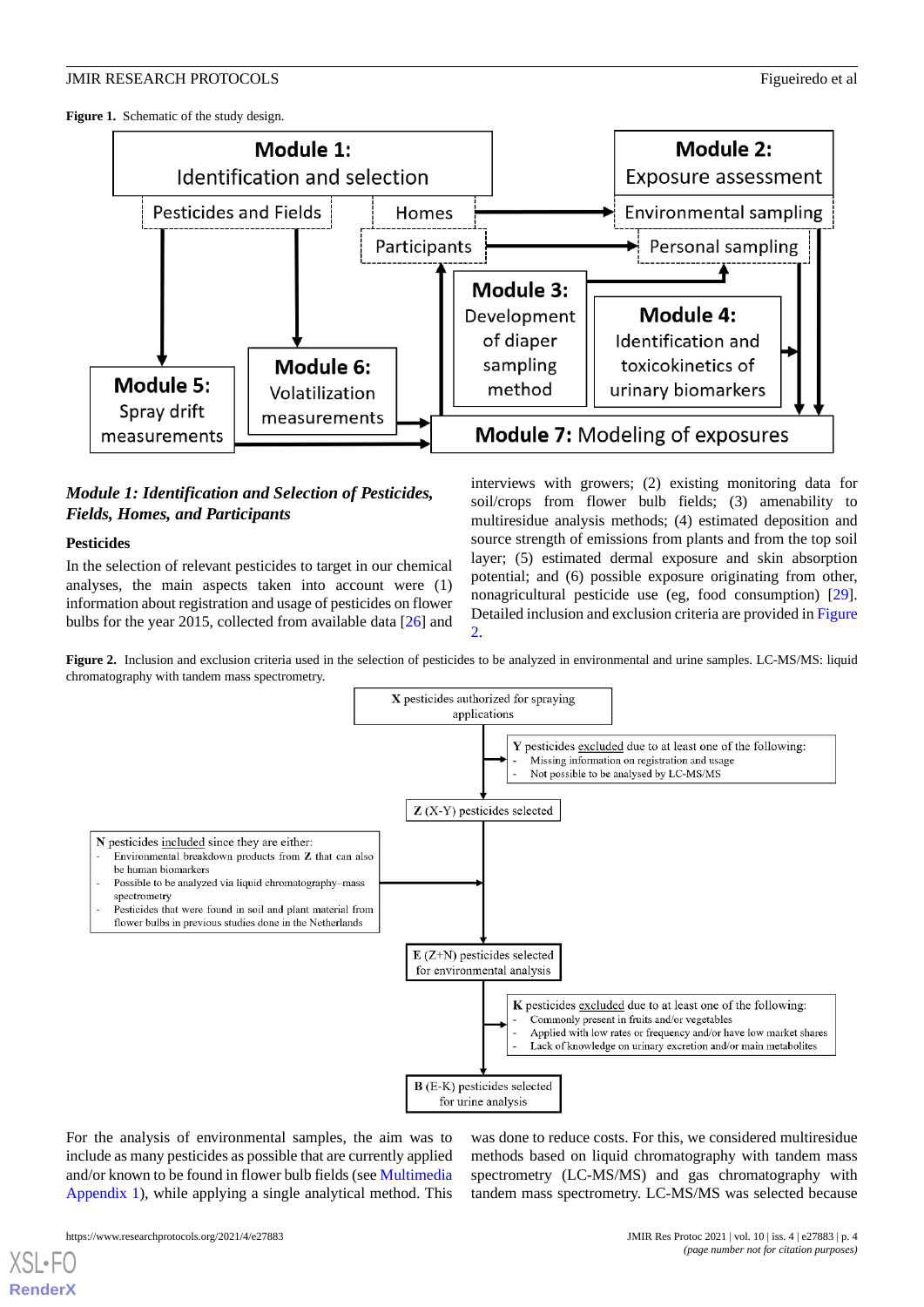**Figure 1.** Schematic of the study design.

### *Module 1: Identification and Selection of Pesticides, Fields, Homes, and Participants*

#### Pesticides

In the selection of relevant pesticides to target in our chemical analyses, the main aspects taken into account were (1) information about registration and usage of pesticides on flower bulbs for the year 2015, collected from available data [26] and interviews with growers; (2) existing monitoring data for soil/crops from flower bulb fields; (3) amenability to multiresidue analysis methods; (4) estimated deposition and source strength of emissions from plants and from the top soil layer; (5) estimated dermal exposure and skin absorption potential; and (6) possible exposure originating from other, nonagricultural pesticide use (eg, food consumption) [29]. Detailed inclusion and exclusion criteria are provided in Figure 2.

**Figure 2.** Inclusion and exclusion criteria used in the selection of pesticides to be analyzed in environmental and urine samples. LC-MS/MS: liquid chromatography with tandem mass spectrometry.

For the analysis of environmental samples, the aim was to include as many pesticides as possible that are currently applied and/or known to be found in flower bulb fields (see Multimedia Appendix 1), while applying a single analytical method. This was done to reduce costs. For this, we considered multiresidue methods based on liquid chromatography with tandem mass spectrometry (LC-MS/MS) and gas chromatography with tandem mass spectrometry. LC-MS/MS was selected because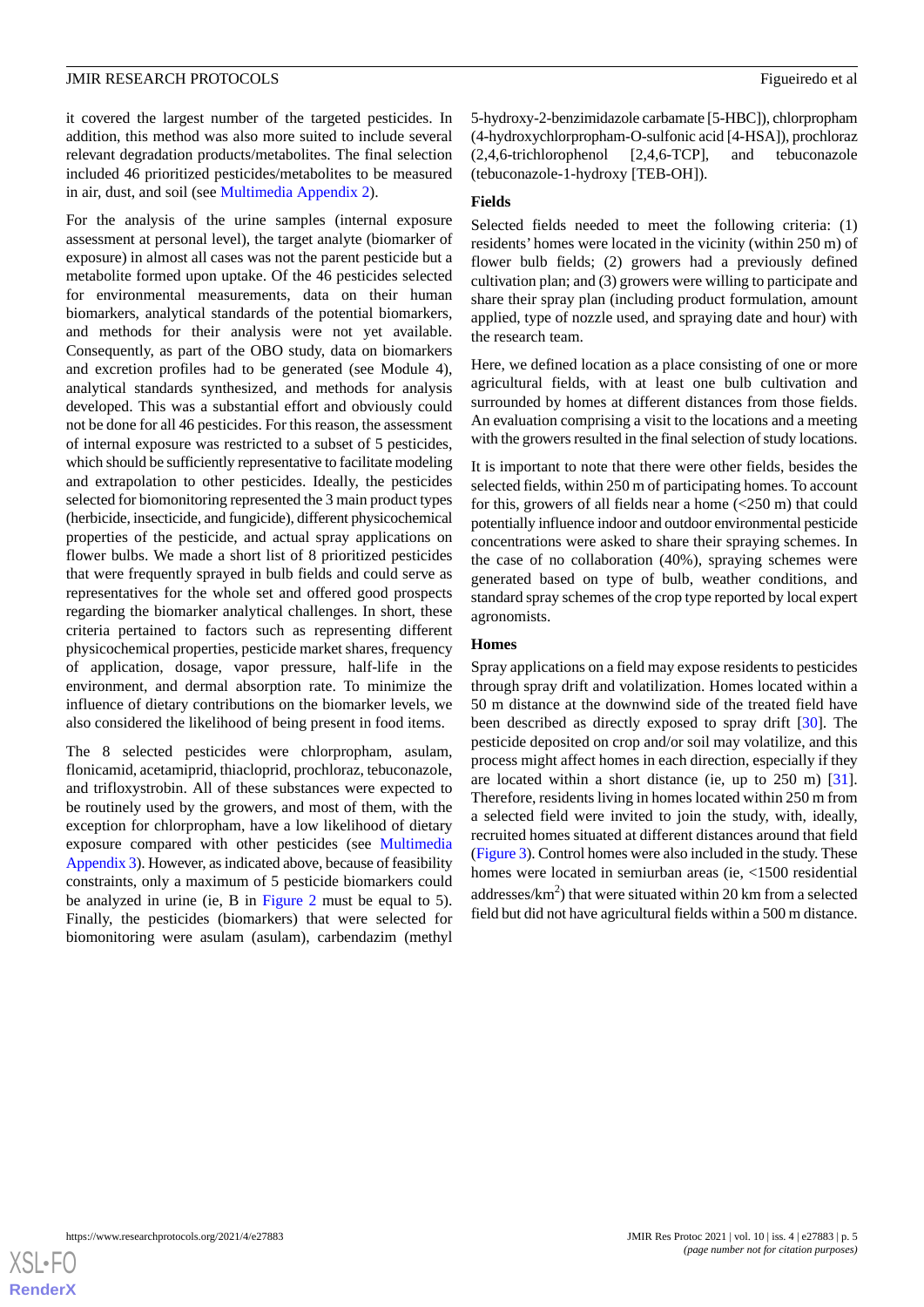it covered the largest number of the targeted pesticides. In addition, this method was also more suited to include several relevant degradation products/metabolites. The final selection included 46 prioritized pesticides/metabolites to be measured in air, dust, and soil (see Multimedia Appendix 2).

For the analysis of the urine samples (internal exposure assessment at personal level), the target analyte (biomarker of exposure) in almost all cases was not the parent pesticide but a metabolite formed upon uptake. Of the 46 pesticides selected for environmental measurements, data on their human biomarkers, analytical standards of the potential biomarkers, and methods for their analysis were not yet available. Consequently, as part of the OBO study, data on biomarkers and excretion profiles had to be generated (see Module 4), analytical standards synthesized, and methods for analysis developed. This was a substantial effort and obviously could not be done for all 46 pesticides. For this reason, the assessment of internal exposure was restricted to a subset of 5 pesticides, which should be sufficiently representative to facilitate modeling and extrapolation to other pesticides. Ideally, the pesticides selected for biomonitoring represented the 3 main product types (herbicide, insecticide, and fungicide), different physicochemical properties of the pesticide, and actual spray applications on flower bulbs. We made a short list of 8 prioritized pesticides that were frequently sprayed in bulb fields and could serve as representatives for the whole set and offered good prospects regarding the biomarker analytical challenges. In short, these criteria pertained to factors such as representing different physicochemical properties, pesticide market shares, frequency of application, dosage, vapor pressure, half-life in the environment, and dermal absorption rate. To minimize the influence of dietary contributions on the biomarker levels, we also considered the likelihood of being present in food items.

The 8 selected pesticides were chlorpropham, asulam, flonicamid, acetamiprid, thiacloprid, prochloraz, tebuconazole, and trifloxystrobin. All of these substances were expected to be routinely used by the growers, and most of them, with the exception for chlorpropham, have a low likelihood of dietary exposure compared with other pesticides (see Multimedia Appendix 3). However, as indicated above, because of feasibility constraints, only a maximum of 5 pesticide biomarkers could be analyzed in urine (ie, B in Figure 2 must be equal to 5). Finally, the pesticides (biomarkers) that were selected for biomonitoring were asulam (asulam), carbendazim (methyl 5-hydroxy-2-benzimidazole carbamate [5-HBC]), chlorpropham (4-hydroxychlorpropham-O-sulfonic acid [4-HSA]), prochloraz (2,4,6-trichlorophenol [2,4,6-TCP], and tebuconazole (tebuconazole-1-hydroxy [TEB-OH]).

### Fields

Selected fields needed to meet the following criteria: (1) residents' homes were located in the vicinity (within 250 m) of flower bulb fields; (2) growers had a previously defined cultivation plan; and (3) growers were willing to participate and share their spray plan (including product formulation, amount applied, type of nozzle used, and spraying date and hour) with the research team.

Here, we defined location as a place consisting of one or more agricultural fields, with at least one bulb cultivation and surrounded by homes at different distances from those fields. An evaluation comprising a visit to the locations and a meeting with the growers resulted in the final selection of study locations.

It is important to note that there were other fields, besides the selected fields, within 250 m of participating homes. To account for this, growers of all fields near a home (<250 m) that could potentially influence indoor and outdoor environmental pesticide concentrations were asked to share their spraying schemes. In the case of no collaboration (40%), spraying schemes were generated based on type of bulb, weather conditions, and standard spray schemes of the crop type reported by local expert agronomists.

### Homes

Spray applications on a field may expose residents to pesticides through spray drift and volatilization. Homes located within a 50 m distance at the downwind side of the treated field have been described as directly exposed to spray drift [30]. The pesticide deposited on crop and/or soil may volatilize, and this process might affect homes in each direction, especially if they are located within a short distance (ie, up to 250 m) [31]. Therefore, residents living in homes located within 250 m from a selected field were invited to join the study, with, ideally, recruited homes situated at different distances around that field (Figure 3). Control homes were also included in the study. These homes were located in semiurban areas (ie, <1500 residential addresses/km$^2$) that were situated within 20 km from a selected field but did not have agricultural fields within a 500 m distance.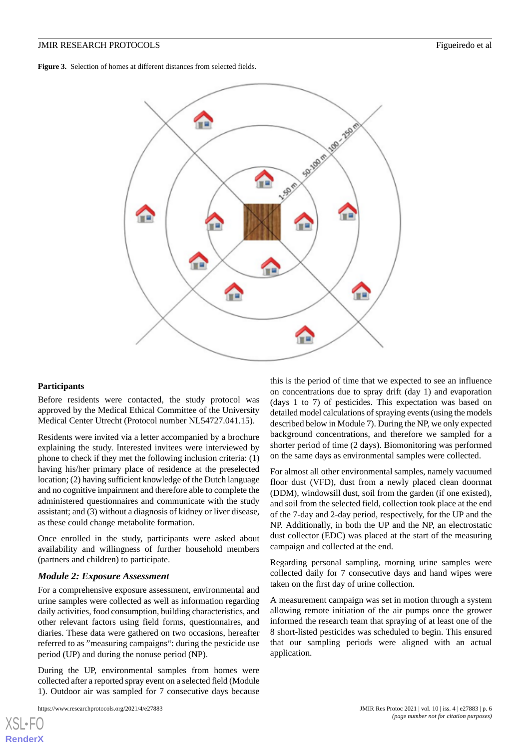**Figure 3.** Selection of homes at different distances from selected fields.

### Participants

Before residents were contacted, the study protocol was approved by the Medical Ethical Committee of the University Medical Center Utrecht (Protocol number NL54727.041.15).

Residents were invited via a letter accompanied by a brochure explaining the study. Interested invitees were interviewed by phone to check if they met the following inclusion criteria: (1) having his/her primary place of residence at the preselected location; (2) having sufficient knowledge of the Dutch language and no cognitive impairment and therefore able to complete the administered questionnaires and communicate with the study assistant; and (3) without a diagnosis of kidney or liver disease, as these could change metabolite formation.

Once enrolled in the study, participants were asked about availability and willingness of further household members (partners and children) to participate.

### *Module 2: Exposure Assessment*

For a comprehensive exposure assessment, environmental and urine samples were collected as well as information regarding daily activities, food consumption, building characteristics, and other relevant factors using field forms, questionnaires, and diaries. These data were gathered on two occasions, hereafter referred to as "measuring campaigns": during the pesticide use period (UP) and during the nonuse period (NP).

During the UP, environmental samples from homes were collected after a reported spray event on a selected field (Module 1). Outdoor air was sampled for 7 consecutive days because this is the period of time that we expected to see an influence on concentrations due to spray drift (day 1) and evaporation (days 1 to 7) of pesticides. This expectation was based on detailed model calculations of spraying events (using the models described below in Module 7). During the NP, we only expected background concentrations, and therefore we sampled for a shorter period of time (2 days). Biomonitoring was performed on the same days as environmental samples were collected.

For almost all other environmental samples, namely vacuumed floor dust (VFD), dust from a newly placed clean doormat (DDM), windowsill dust, soil from the garden (if one existed), and soil from the selected field, collection took place at the end of the 7-day and 2-day period, respectively, for the UP and the NP. Additionally, in both the UP and the NP, an electrostatic dust collector (EDC) was placed at the start of the measuring campaign and collected at the end.

Regarding personal sampling, morning urine samples were collected daily for 7 consecutive days and hand wipes were taken on the first day of urine collection.

A measurement campaign was set in motion through a system allowing remote initiation of the air pumps once the grower informed the research team that spraying of at least one of the 8 short-listed pesticides was scheduled to begin. This ensured that our sampling periods were aligned with an actual application.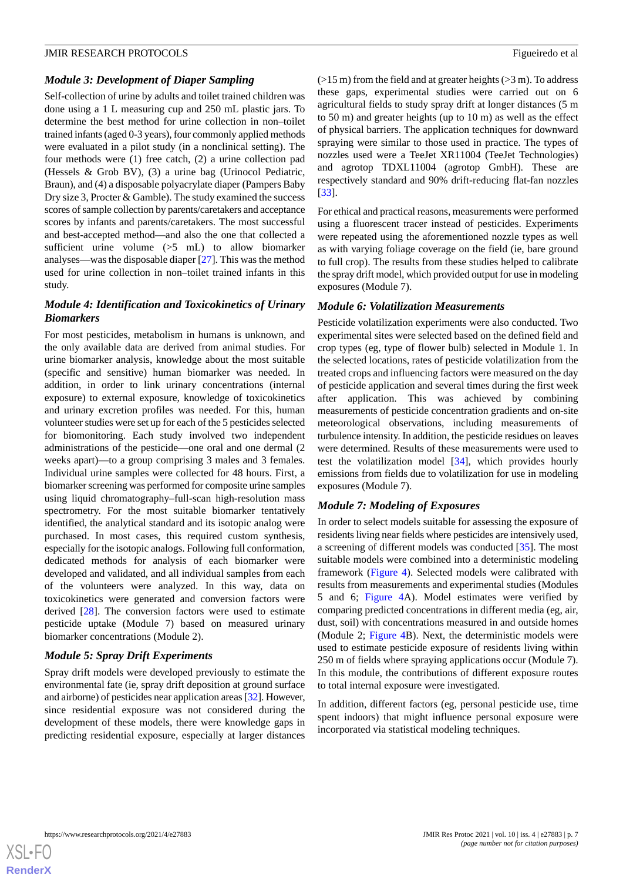### *Module 3: Development of Diaper Sampling*

Self-collection of urine by adults and toilet trained children was done using a 1 L measuring cup and 250 mL plastic jars. To determine the best method for urine collection in non–toilet trained infants (aged 0-3 years), four commonly applied methods were evaluated in a pilot study (in a nonclinical setting). The four methods were (1) free catch, (2) a urine collection pad (Hessels & Grob BV), (3) a urine bag (Urinocol Pediatric, Braun), and (4) a disposable polyacrylate diaper (Pampers Baby Dry size 3, Procter & Gamble). The study examined the success scores of sample collection by parents/caretakers and acceptance scores by infants and parents/caretakers. The most successful and best-accepted method—and also the one that collected a sufficient urine volume (>5 mL) to allow biomarker analyses—was the disposable diaper [27]. This was the method used for urine collection in non–toilet trained infants in this study.

### *Module 4: Identification and Toxicokinetics of Urinary Biomarkers*

For most pesticides, metabolism in humans is unknown, and the only available data are derived from animal studies. For urine biomarker analysis, knowledge about the most suitable (specific and sensitive) human biomarker was needed. In addition, in order to link urinary concentrations (internal exposure) to external exposure, knowledge of toxicokinetics and urinary excretion profiles was needed. For this, human volunteer studies were set up for each of the 5 pesticides selected for biomonitoring. Each study involved two independent administrations of the pesticide—one oral and one dermal (2 weeks apart)—to a group comprising 3 males and 3 females. Individual urine samples were collected for 48 hours. First, a biomarker screening was performed for composite urine samples using liquid chromatography–full-scan high-resolution mass spectrometry. For the most suitable biomarker tentatively identified, the analytical standard and its isotopic analog were purchased. In most cases, this required custom synthesis, especially for the isotopic analogs. Following full confirmation, dedicated methods for analysis of each biomarker were developed and validated, and all individual samples from each of the volunteers were analyzed. In this way, data on toxicokinetics were generated and conversion factors were derived [28]. The conversion factors were used to estimate pesticide uptake (Module 7) based on measured urinary biomarker concentrations (Module 2).

### *Module 5: Spray Drift Experiments*

Spray drift models were developed previously to estimate the environmental fate (ie, spray drift deposition at ground surface and airborne) of pesticides near application areas [32]. However, since residential exposure was not considered during the development of these models, there were knowledge gaps in predicting residential exposure, especially at larger distances (>15 m) from the field and at greater heights (>3 m). To address these gaps, experimental studies were carried out on 6 agricultural fields to study spray drift at longer distances (5 m to 50 m) and greater heights (up to 10 m) as well as the effect of physical barriers. The application techniques for downward spraying were similar to those used in practice. The types of nozzles used were a TeeJet XR11004 (TeeJet Technologies) and agrotop TDXL11004 (agrotop GmbH). These are respectively standard and 90% drift-reducing flat-fan nozzles [33].

For ethical and practical reasons, measurements were performed using a fluorescent tracer instead of pesticides. Experiments were repeated using the aforementioned nozzle types as well as with varying foliage coverage on the field (ie, bare ground to full crop). The results from these studies helped to calibrate the spray drift model, which provided output for use in modeling exposures (Module 7).

### *Module 6: Volatilization Measurements*

Pesticide volatilization experiments were also conducted. Two experimental sites were selected based on the defined field and crop types (eg, type of flower bulb) selected in Module 1. In the selected locations, rates of pesticide volatilization from the treated crops and influencing factors were measured on the day of pesticide application and several times during the first week after application. This was achieved by combining measurements of pesticide concentration gradients and on-site meteorological observations, including measurements of turbulence intensity. In addition, the pesticide residues on leaves were determined. Results of these measurements were used to test the volatilization model [34], which provides hourly emissions from fields due to volatilization for use in modeling exposures (Module 7).

### *Module 7: Modeling of Exposures*

In order to select models suitable for assessing the exposure of residents living near fields where pesticides are intensively used, a screening of different models was conducted [35]. The most suitable models were combined into a deterministic modeling framework (Figure 4). Selected models were calibrated with results from measurements and experimental studies (Modules 5 and 6; Figure 4A). Model estimates were verified by comparing predicted concentrations in different media (eg, air, dust, soil) with concentrations measured in and outside homes (Module 2; Figure 4B). Next, the deterministic models were used to estimate pesticide exposure of residents living within 250 m of fields where spraying applications occur (Module 7). In this module, the contributions of different exposure routes to total internal exposure were investigated.

In addition, different factors (eg, personal pesticide use, time spent indoors) that might influence personal exposure were incorporated via statistical modeling techniques.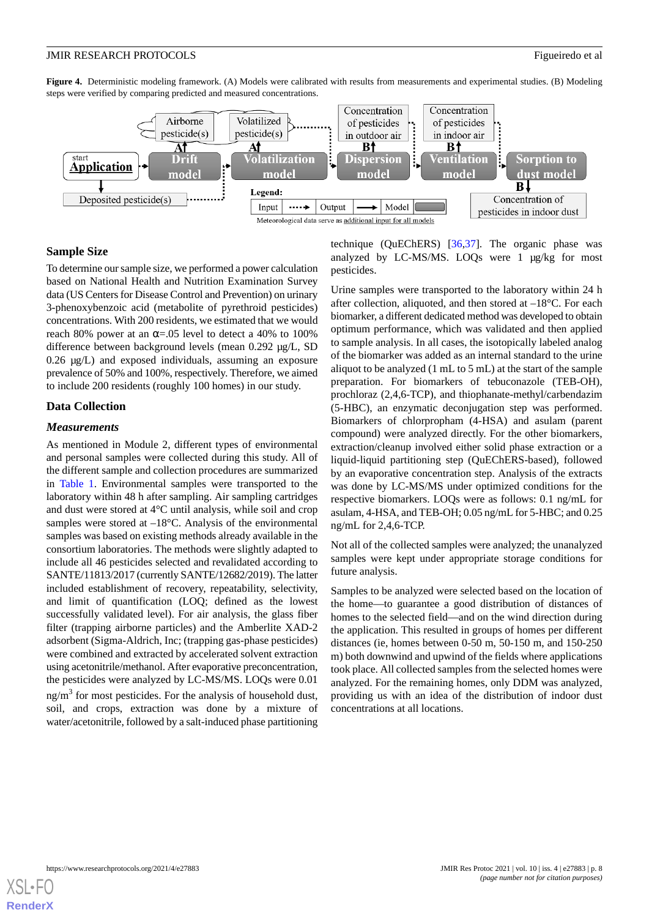**Figure 4.** Deterministic modeling framework. (A) Models were calibrated with results from measurements and experimental studies. (B) Modeling steps were verified by comparing predicted and measured concentrations.

### Sample Size

To determine our sample size, we performed a power calculation based on National Health and Nutrition Examination Survey data (US Centers for Disease Control and Prevention) on urinary 3-phenoxybenzoic acid (metabolite of pyrethroid pesticides) concentrations. With 200 residents, we estimated that we would reach 80% power at an α=.05 level to detect a 40% to 100% difference between background levels (mean 0.292 µg/L, SD 0.26 µg/L) and exposed individuals, assuming an exposure prevalence of 50% and 100%, respectively. Therefore, we aimed to include 200 residents (roughly 100 homes) in our study.

### Data Collection

#### *Measurements*

As mentioned in Module 2, different types of environmental and personal samples were collected during this study. All of the different sample and collection procedures are summarized in Table 1. Environmental samples were transported to the laboratory within 48 h after sampling. Air sampling cartridges and dust were stored at 4°C until analysis, while soil and crop samples were stored at –18°C. Analysis of the environmental samples was based on existing methods already available in the consortium laboratories. The methods were slightly adapted to include all 46 pesticides selected and revalidated according to SANTE/11813/2017 (currently SANTE/12682/2019). The latter included establishment of recovery, repeatability, selectivity, and limit of quantification (LOQ; defined as the lowest successfully validated level). For air analysis, the glass fiber filter (trapping airborne particles) and the Amberlite XAD-2 adsorbent (Sigma-Aldrich, Inc; (trapping gas-phase pesticides) were combined and extracted by accelerated solvent extraction using acetonitrile/methanol. After evaporative preconcentration, the pesticides were analyzed by LC-MS/MS. LOQs were 0.01 ng/m$^3$ for most pesticides. For the analysis of household dust, soil, and crops, extraction was done by a mixture of water/acetonitrile, followed by a salt-induced phase partitioning technique (QuEChERS) [36,37]. The organic phase was analyzed by LC-MS/MS. LOQs were 1 µg/kg for most pesticides.

Urine samples were transported to the laboratory within 24 h after collection, aliquoted, and then stored at –18°C. For each biomarker, a different dedicated method was developed to obtain optimum performance, which was validated and then applied to sample analysis. In all cases, the isotopically labeled analog of the biomarker was added as an internal standard to the urine aliquot to be analyzed (1 mL to 5 mL) at the start of the sample preparation. For biomarkers of tebuconazole (TEB-OH), prochloraz (2,4,6-TCP), and thiophanate-methyl/carbendazim (5-HBC), an enzymatic deconjugation step was performed. Biomarkers of chlorpropham (4-HSA) and asulam (parent compound) were analyzed directly. For the other biomarkers, extraction/cleanup involved either solid phase extraction or a liquid-liquid partitioning step (QuEChERS-based), followed by an evaporative concentration step. Analysis of the extracts was done by LC-MS/MS under optimized conditions for the respective biomarkers. LOQs were as follows: 0.1 ng/mL for asulam, 4-HSA, and TEB-OH; 0.05 ng/mL for 5-HBC; and 0.25 ng/mL for 2,4,6-TCP.

Not all of the collected samples were analyzed; the unanalyzed samples were kept under appropriate storage conditions for future analysis.

Samples to be analyzed were selected based on the location of the home—to guarantee a good distribution of distances of homes to the selected field—and on the wind direction during the application. This resulted in groups of homes per different distances (ie, homes between 0-50 m, 50-150 m, and 150-250 m) both downwind and upwind of the fields where applications took place. All collected samples from the selected homes were analyzed. For the remaining homes, only DDM was analyzed, providing us with an idea of the distribution of indoor dust concentrations at all locations.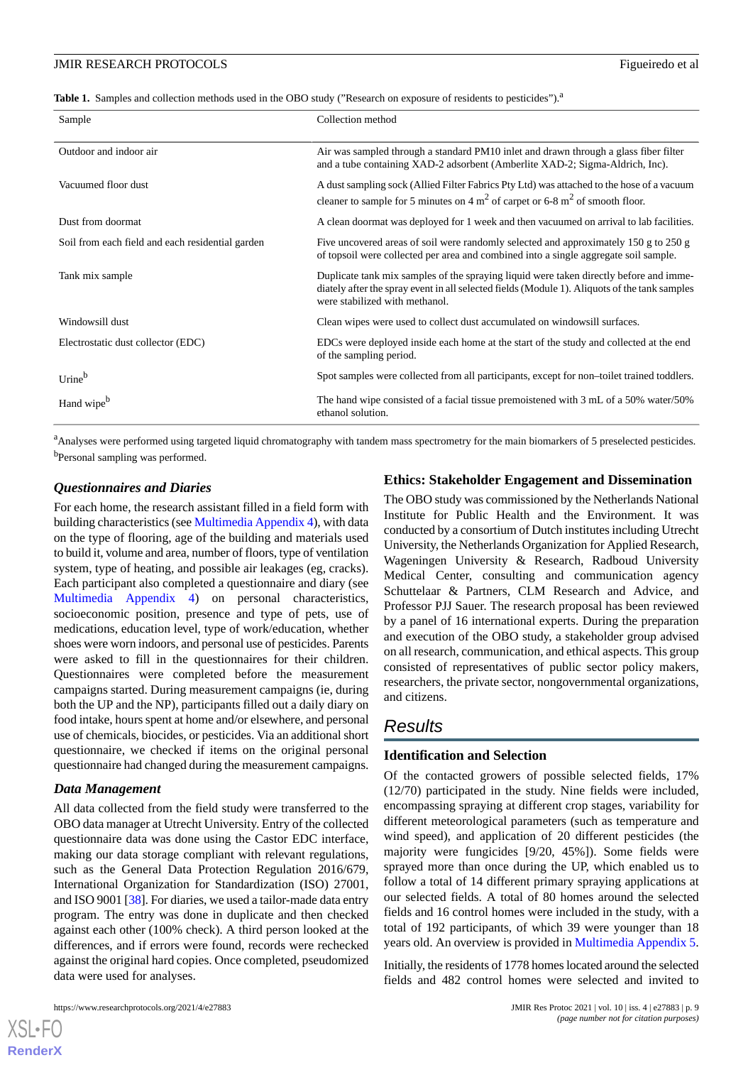**Table 1.** Samples and collection methods used in the OBO study ("Research on exposure of residents to pesticides").[a]

| Sample | Collection method |
|---|---|
| Outdoor and indoor air | Air was sampled through a standard PM10 inlet and drawn through a glass fiber filter and a tube containing XAD-2 adsorbent (Amberlite XAD-2; Sigma-Aldrich, Inc). |
| Vacuumed floor dust | A dust sampling sock (Allied Filter Fabrics Pty Ltd) was attached to the hose of a vacuum cleaner to sample for 5 minutes on 4 $m^2$ of carpet or 6-8 $m^2$ of smooth floor. |
| Dust from doormat | A clean doormat was deployed for 1 week and then vacuumed on arrival to lab facilities. |
| Soil from each field and each residential garden | Five uncovered areas of soil were randomly selected and approximately 150 g to 250 g of topsoil were collected per area and combined into a single aggregate soil sample. |
| Tank mix sample | Duplicate tank mix samples of the spraying liquid were taken directly before and immediately after the spray event in all selected fields (Module 1). Aliquots of the tank samples were stabilized with methanol. |
| Windowsill dust | Clean wipes were used to collect dust accumulated on windowsill surfaces. |
| Electrostatic dust collector (EDC) | EDCs were deployed inside each home at the start of the study and collected at the end of the sampling period. |
| Urine[b] | Spot samples were collected from all participants, except for non–toilet trained toddlers. |
| Hand wipe[b] | The hand wipe consisted of a facial tissue premoistened with 3 mL of a 50% water/50% ethanol solution. |

[a]Analyses were performed using targeted liquid chromatography with tandem mass spectrometry for the main biomarkers of 5 preselected pesticides.

[b]Personal sampling was performed.

### *Questionnaires and Diaries*

For each home, the research assistant filled in a field form with building characteristics (see Multimedia Appendix 4), with data on the type of flooring, age of the building and materials used to build it, volume and area, number of floors, type of ventilation system, type of heating, and possible air leakages (eg, cracks). Each participant also completed a questionnaire and diary (see Multimedia Appendix 4) on personal characteristics, socioeconomic position, presence and type of pets, use of medications, education level, type of work/education, whether shoes were worn indoors, and personal use of pesticides. Parents were asked to fill in the questionnaires for their children. Questionnaires were completed before the measurement campaigns started. During measurement campaigns (ie, during both the UP and the NP), participants filled out a daily diary on food intake, hours spent at home and/or elsewhere, and personal use of chemicals, biocides, or pesticides. Via an additional short questionnaire, we checked if items on the original personal questionnaire had changed during the measurement campaigns.

### *Data Management*

All data collected from the field study were transferred to the OBO data manager at Utrecht University. Entry of the collected questionnaire data was done using the Castor EDC interface, making our data storage compliant with relevant regulations, such as the General Data Protection Regulation 2016/679, International Organization for Standardization (ISO) 27001, and ISO 9001 [38]. For diaries, we used a tailor-made data entry program. The entry was done in duplicate and then checked against each other (100% check). A third person looked at the differences, and if errors were found, records were rechecked against the original hard copies. Once completed, pseudomized data were used for analyses.

### Ethics: Stakeholder Engagement and Dissemination

The OBO study was commissioned by the Netherlands National Institute for Public Health and the Environment. It was conducted by a consortium of Dutch institutes including Utrecht University, the Netherlands Organization for Applied Research, Wageningen University & Research, Radboud University Medical Center, consulting and communication agency Schuttelaar & Partners, CLM Research and Advice, and Professor PJJ Sauer. The research proposal has been reviewed by a panel of 16 international experts. During the preparation and execution of the OBO study, a stakeholder group advised on all research, communication, and ethical aspects. This group consisted of representatives of public sector policy makers, researchers, the private sector, nongovernmental organizations, and citizens.

## Results

### Identification and Selection

Of the contacted growers of possible selected fields, 17% (12/70) participated in the study. Nine fields were included, encompassing spraying at different crop stages, variability for different meteorological parameters (such as temperature and wind speed), and application of 20 different pesticides (the majority were fungicides [9/20, 45%]). Some fields were sprayed more than once during the UP, which enabled us to follow a total of 14 different primary spraying applications at our selected fields. A total of 80 homes around the selected fields and 16 control homes were included in the study, with a total of 192 participants, of which 39 were younger than 18 years old. An overview is provided in Multimedia Appendix 5.

Initially, the residents of 1778 homes located around the selected fields and 482 control homes were selected and invited to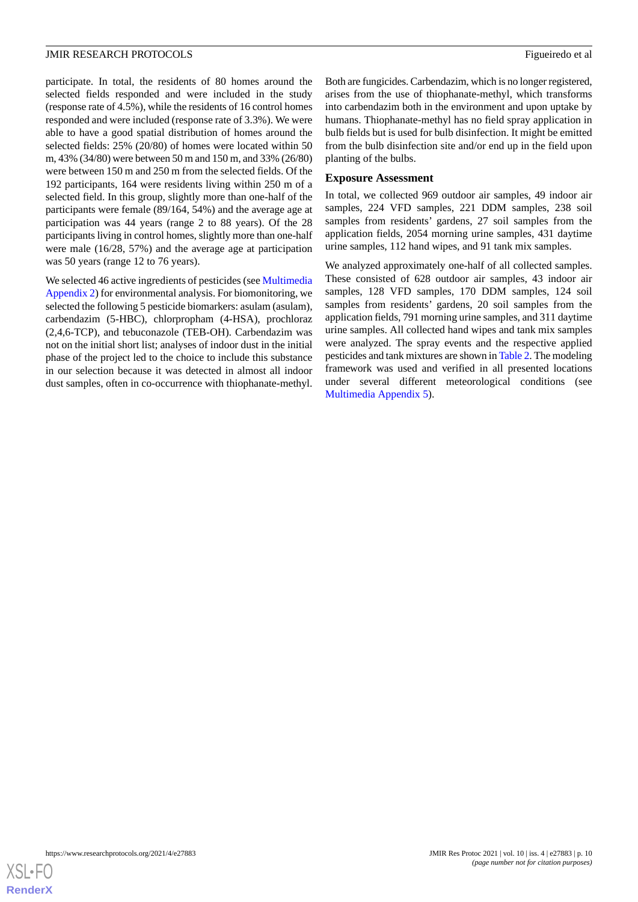participate. In total, the residents of 80 homes around the selected fields responded and were included in the study (response rate of 4.5%), while the residents of 16 control homes responded and were included (response rate of 3.3%). We were able to have a good spatial distribution of homes around the selected fields: 25% (20/80) of homes were located within 50 m, 43% (34/80) were between 50 m and 150 m, and 33% (26/80) were between 150 m and 250 m from the selected fields. Of the 192 participants, 164 were residents living within 250 m of a selected field. In this group, slightly more than one-half of the participants were female (89/164, 54%) and the average age at participation was 44 years (range 2 to 88 years). Of the 28 participants living in control homes, slightly more than one-half were male (16/28, 57%) and the average age at participation was 50 years (range 12 to 76 years).

We selected 46 active ingredients of pesticides (see Multimedia Appendix 2) for environmental analysis. For biomonitoring, we selected the following 5 pesticide biomarkers: asulam (asulam), carbendazim (5-HBC), chlorpropham (4-HSA), prochloraz (2,4,6-TCP), and tebuconazole (TEB-OH). Carbendazim was not on the initial short list; analyses of indoor dust in the initial phase of the project led to the choice to include this substance in our selection because it was detected in almost all indoor dust samples, often in co-occurrence with thiophanate-methyl. Both are fungicides. Carbendazim, which is no longer registered, arises from the use of thiophanate-methyl, which transforms into carbendazim both in the environment and upon uptake by humans. Thiophanate-methyl has no field spray application in bulb fields but is used for bulb disinfection. It might be emitted from the bulb disinfection site and/or end up in the field upon planting of the bulbs.

## Exposure Assessment

In total, we collected 969 outdoor air samples, 49 indoor air samples, 224 VFD samples, 221 DDM samples, 238 soil samples from residents' gardens, 27 soil samples from the application fields, 2054 morning urine samples, 431 daytime urine samples, 112 hand wipes, and 91 tank mix samples.

We analyzed approximately one-half of all collected samples. These consisted of 628 outdoor air samples, 43 indoor air samples, 128 VFD samples, 170 DDM samples, 124 soil samples from residents' gardens, 20 soil samples from the application fields, 791 morning urine samples, and 311 daytime urine samples. All collected hand wipes and tank mix samples were analyzed. The spray events and the respective applied pesticides and tank mixtures are shown in Table 2. The modeling framework was used and verified in all presented locations under several different meteorological conditions (see Multimedia Appendix 5).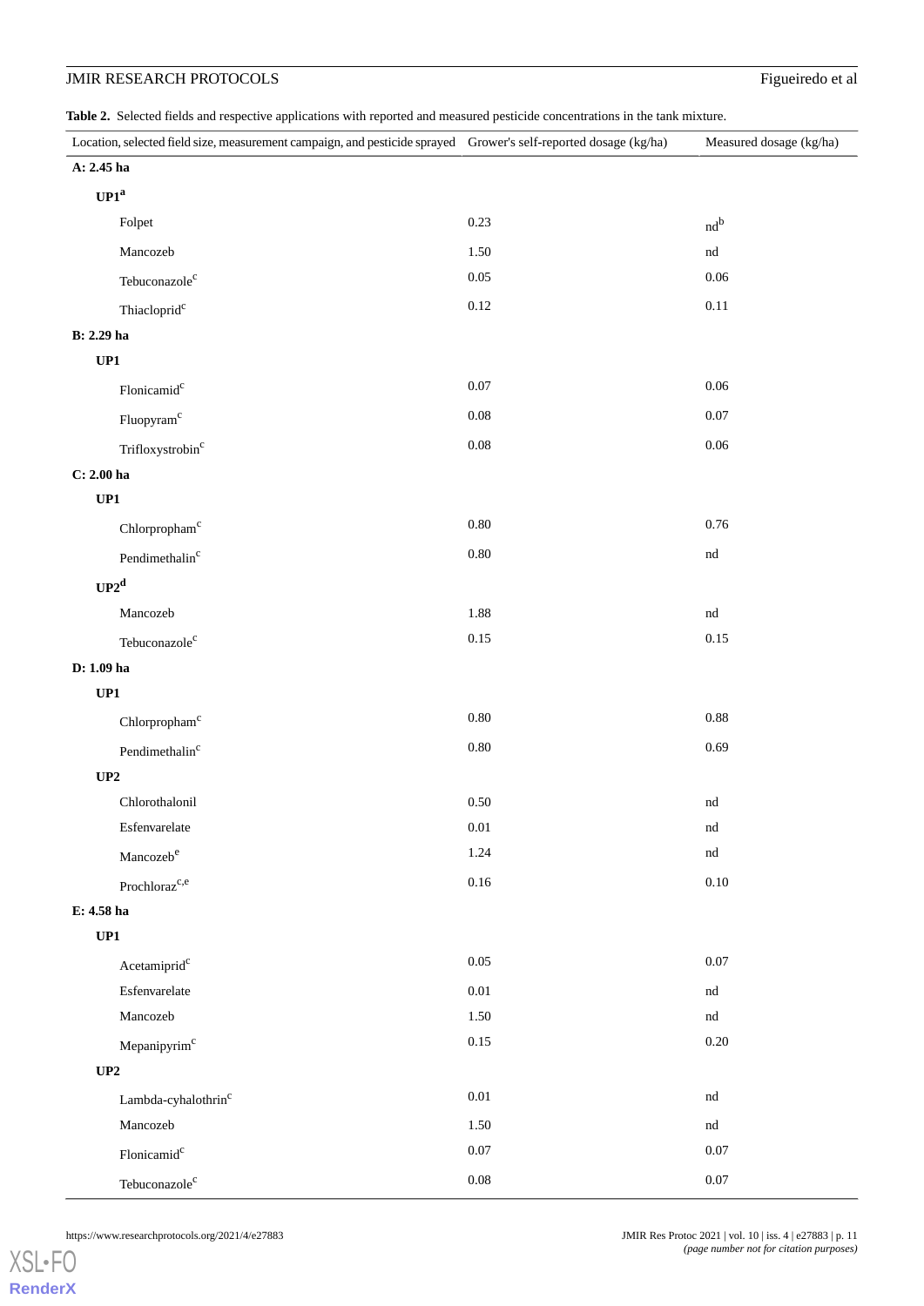**Table 2.** Selected fields and respective applications with reported and measured pesticide concentrations in the tank mixture.

| Location, selected field size, measurement campaign, and pesticide sprayed | Grower's self-reported dosage (kg/ha) | Measured dosage (kg/ha) |
|---|---|---|
| **A: 2.45 ha** | | |
| **UP1[a]** | | |
| Folpet | 0.23 | nd[b] |
| Mancozeb | 1.50 | nd |
| Tebuconazole[c] | 0.05 | 0.06 |
| Thiacloprid[c] | 0.12 | 0.11 |
| **B: 2.29 ha** | | |
| **UP1** | | |
| Flonicamid[c] | 0.07 | 0.06 |
| Fluopyram[c] | 0.08 | 0.07 |
| Trifloxystrobin[c] | 0.08 | 0.06 |
| **C: 2.00 ha** | | |
| **UP1** | | |
| Chlorpropham[c] | 0.80 | 0.76 |
| Pendimethalin[c] | 0.80 | nd |
| **UP2[d]** | | |
| Mancozeb | 1.88 | nd |
| Tebuconazole[c] | 0.15 | 0.15 |
| **D: 1.09 ha** | | |
| **UP1** | | |
| Chlorpropham[c] | 0.80 | 0.88 |
| Pendimethalin[c] | 0.80 | 0.69 |
| **UP2** | | |
| Chlorothalonil | 0.50 | nd |
| Esfenvarelate | 0.01 | nd |
| Mancozeb[e] | 1.24 | nd |
| Prochloraz[c,e] | 0.16 | 0.10 |
| **E: 4.58 ha** | | |
| **UP1** | | |
| Acetamiprid[c] | 0.05 | 0.07 |
| Esfenvarelate | 0.01 | nd |
| Mancozeb | 1.50 | nd |
| Mepanipyrim[c] | 0.15 | 0.20 |
| **UP2** | | |
| Lambda-cyhalothrin[c] | 0.01 | nd |
| Mancozeb | 1.50 | nd |
| Flonicamid[c] | 0.07 | 0.07 |
| Tebuconazole[c] | 0.08 | 0.07 |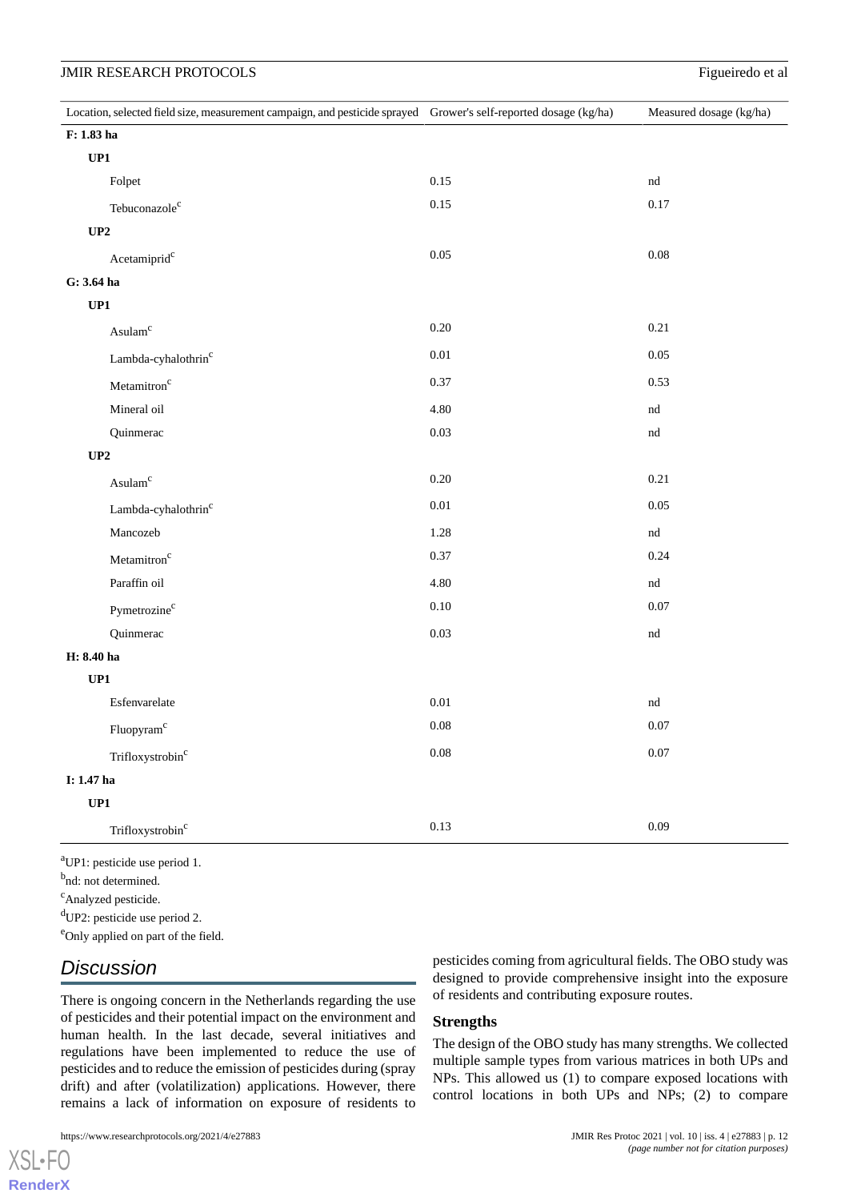| Location, selected field size, measurement campaign, and pesticide sprayed | Grower's self-reported dosage (kg/ha) | Measured dosage (kg/ha) |
|---|---|---|
| **F: 1.83 ha** | | |
| **UP1** | | |
| Folpet | 0.15 | nd |
| Tebuconazole[c] | 0.15 | 0.17 |
| **UP2** | | |
| Acetamiprid[c] | 0.05 | 0.08 |
| **G: 3.64 ha** | | |
| **UP1** | | |
| Asulam[c] | 0.20 | 0.21 |
| Lambda-cyhalothrin[c] | 0.01 | 0.05 |
| Metamitron[c] | 0.37 | 0.53 |
| Mineral oil | 4.80 | nd |
| Quinmerac | 0.03 | nd |
| **UP2** | | |
| Asulam[c] | 0.20 | 0.21 |
| Lambda-cyhalothrin[c] | 0.01 | 0.05 |
| Mancozeb | 1.28 | nd |
| Metamitron[c] | 0.37 | 0.24 |
| Paraffin oil | 4.80 | nd |
| Pymetrozine[c] | 0.10 | 0.07 |
| Quinmerac | 0.03 | nd |
| **H: 8.40 ha** | | |
| **UP1** | | |
| Esfenvarelate | 0.01 | nd |
| Fluopyram[c] | 0.08 | 0.07 |
| Trifloxystrobin[c] | 0.08 | 0.07 |
| **I: 1.47 ha** | | |
| **UP1** | | |
| Trifloxystrobin[c] | 0.13 | 0.09 |

[a]UP1: pesticide use period 1.

[b]nd: not determined.

[c]Analyzed pesticide.

[d]UP2: pesticide use period 2.

[e]Only applied on part of the field.

## Discussion

There is ongoing concern in the Netherlands regarding the use of pesticides and their potential impact on the environment and human health. In the last decade, several initiatives and regulations have been implemented to reduce the use of pesticides and to reduce the emission of pesticides during (spray drift) and after (volatilization) applications. However, there remains a lack of information on exposure of residents to pesticides coming from agricultural fields. The OBO study was designed to provide comprehensive insight into the exposure of residents and contributing exposure routes.

### Strengths

The design of the OBO study has many strengths. We collected multiple sample types from various matrices in both UPs and NPs. This allowed us (1) to compare exposed locations with control locations in both UPs and NPs; (2) to compare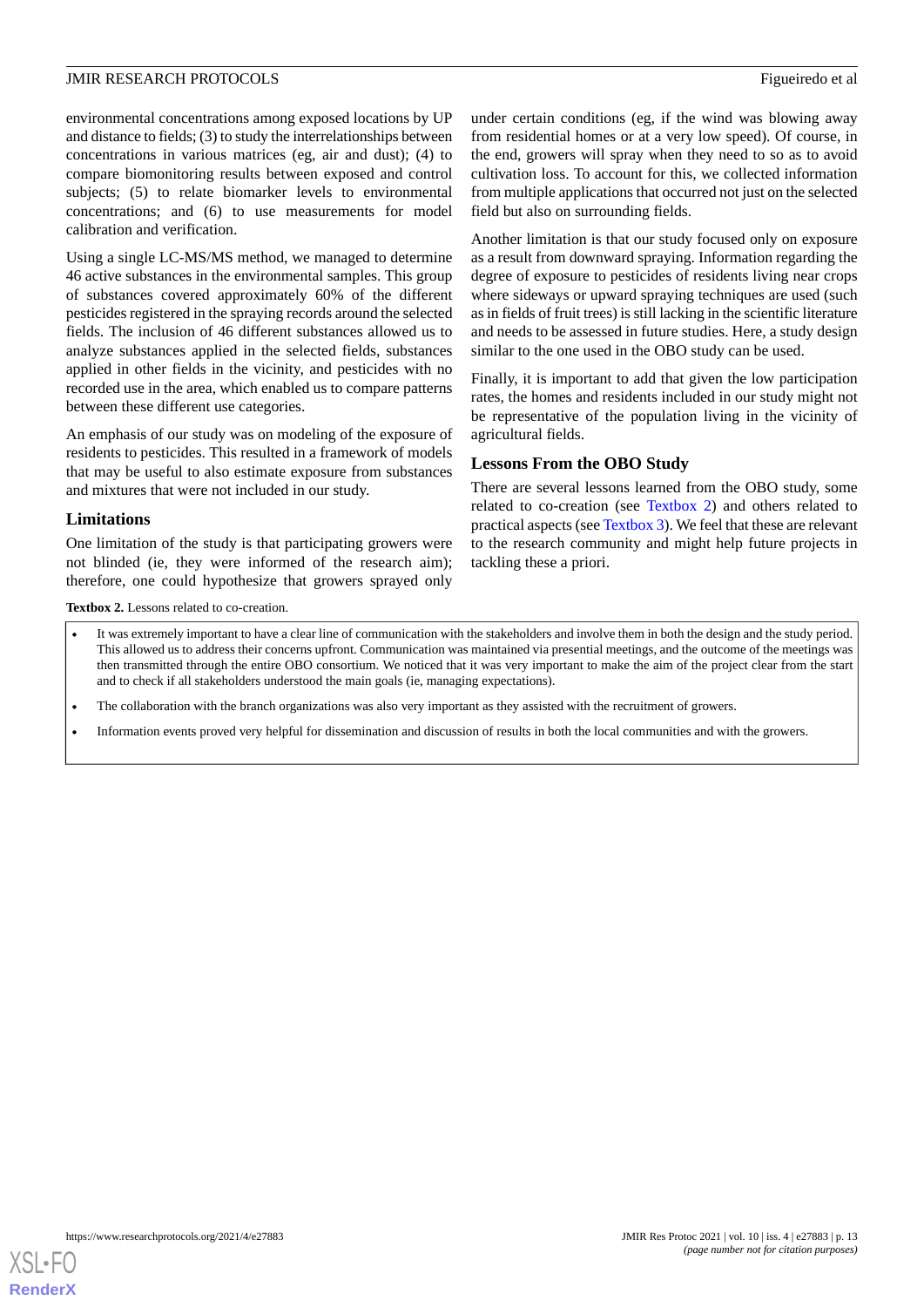environmental concentrations among exposed locations by UP and distance to fields; (3) to study the interrelationships between concentrations in various matrices (eg, air and dust); (4) to compare biomonitoring results between exposed and control subjects; (5) to relate biomarker levels to environmental concentrations; and (6) to use measurements for model calibration and verification.

Using a single LC-MS/MS method, we managed to determine 46 active substances in the environmental samples. This group of substances covered approximately 60% of the different pesticides registered in the spraying records around the selected fields. The inclusion of 46 different substances allowed us to analyze substances applied in the selected fields, substances applied in other fields in the vicinity, and pesticides with no recorded use in the area, which enabled us to compare patterns between these different use categories.

An emphasis of our study was on modeling of the exposure of residents to pesticides. This resulted in a framework of models that may be useful to also estimate exposure from substances and mixtures that were not included in our study.

### Limitations

One limitation of the study is that participating growers were not blinded (ie, they were informed of the research aim); therefore, one could hypothesize that growers sprayed only under certain conditions (eg, if the wind was blowing away from residential homes or at a very low speed). Of course, in the end, growers will spray when they need to so as to avoid cultivation loss. To account for this, we collected information from multiple applications that occurred not just on the selected field but also on surrounding fields.

Another limitation is that our study focused only on exposure as a result from downward spraying. Information regarding the degree of exposure to pesticides of residents living near crops where sideways or upward spraying techniques are used (such as in fields of fruit trees) is still lacking in the scientific literature and needs to be assessed in future studies. Here, a study design similar to the one used in the OBO study can be used.

Finally, it is important to add that given the low participation rates, the homes and residents included in our study might not be representative of the population living in the vicinity of agricultural fields.

### Lessons From the OBO Study

There are several lessons learned from the OBO study, some related to co-creation (see Textbox 2) and others related to practical aspects (see Textbox 3). We feel that these are relevant to the research community and might help future projects in tackling these a priori.

**Textbox 2.** Lessons related to co-creation.

- It was extremely important to have a clear line of communication with the stakeholders and involve them in both the design and the study period. This allowed us to address their concerns upfront. Communication was maintained via presential meetings, and the outcome of the meetings was then transmitted through the entire OBO consortium. We noticed that it was very important to make the aim of the project clear from the start and to check if all stakeholders understood the main goals (ie, managing expectations).
- The collaboration with the branch organizations was also very important as they assisted with the recruitment of growers.
- Information events proved very helpful for dissemination and discussion of results in both the local communities and with the growers.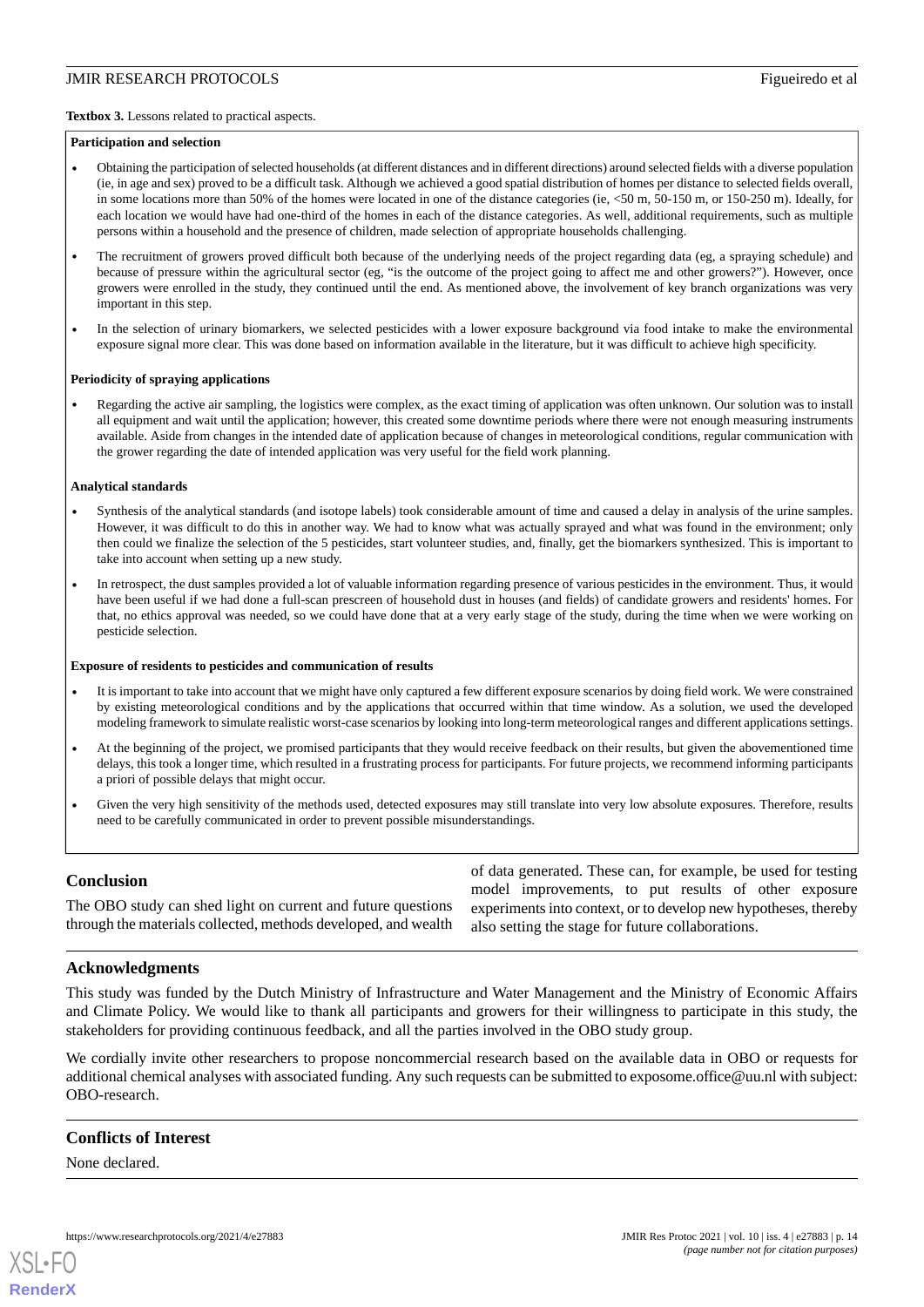**Textbox 3.** Lessons related to practical aspects.

**Participation and selection**

- Obtaining the participation of selected households (at different distances and in different directions) around selected fields with a diverse population (ie, in age and sex) proved to be a difficult task. Although we achieved a good spatial distribution of homes per distance to selected fields overall, in some locations more than 50% of the homes were located in one of the distance categories (ie, <50 m, 50-150 m, or 150-250 m). Ideally, for each location we would have had one-third of the homes in each of the distance categories. As well, additional requirements, such as multiple persons within a household and the presence of children, made selection of appropriate households challenging.
- The recruitment of growers proved difficult both because of the underlying needs of the project regarding data (eg, a spraying schedule) and because of pressure within the agricultural sector (eg, "is the outcome of the project going to affect me and other growers?"). However, once growers were enrolled in the study, they continued until the end. As mentioned above, the involvement of key branch organizations was very important in this step.
- In the selection of urinary biomarkers, we selected pesticides with a lower exposure background via food intake to make the environmental exposure signal more clear. This was done based on information available in the literature, but it was difficult to achieve high specificity.

**Periodicity of spraying applications**

- Regarding the active air sampling, the logistics were complex, as the exact timing of application was often unknown. Our solution was to install all equipment and wait until the application; however, this created some downtime periods where there were not enough measuring instruments available. Aside from changes in the intended date of application because of changes in meteorological conditions, regular communication with the grower regarding the date of intended application was very useful for the field work planning.

**Analytical standards**

- Synthesis of the analytical standards (and isotope labels) took considerable amount of time and caused a delay in analysis of the urine samples. However, it was difficult to do this in another way. We had to know what was actually sprayed and what was found in the environment; only then could we finalize the selection of the 5 pesticides, start volunteer studies, and, finally, get the biomarkers synthesized. This is important to take into account when setting up a new study.
- In retrospect, the dust samples provided a lot of valuable information regarding presence of various pesticides in the environment. Thus, it would have been useful if we had done a full-scan prescreen of household dust in houses (and fields) of candidate growers and residents' homes. For that, no ethics approval was needed, so we could have done that at a very early stage of the study, during the time when we were working on pesticide selection.

**Exposure of residents to pesticides and communication of results**

- It is important to take into account that we might have only captured a few different exposure scenarios by doing field work. We were constrained by existing meteorological conditions and by the applications that occurred within that time window. As a solution, we used the developed modeling framework to simulate realistic worst-case scenarios by looking into long-term meteorological ranges and different applications settings.
- At the beginning of the project, we promised participants that they would receive feedback on their results, but given the abovementioned time delays, this took a longer time, which resulted in a frustrating process for participants. For future projects, we recommend informing participants a priori of possible delays that might occur.
- Given the very high sensitivity of the methods used, detected exposures may still translate into very low absolute exposures. Therefore, results need to be carefully communicated in order to prevent possible misunderstandings.

## Conclusion

The OBO study can shed light on current and future questions through the materials collected, methods developed, and wealth of data generated. These can, for example, be used for testing model improvements, to put results of other exposure experiments into context, or to develop new hypotheses, thereby also setting the stage for future collaborations.

## Acknowledgments

This study was funded by the Dutch Ministry of Infrastructure and Water Management and the Ministry of Economic Affairs and Climate Policy. We would like to thank all participants and growers for their willingness to participate in this study, the stakeholders for providing continuous feedback, and all the parties involved in the OBO study group.

We cordially invite other researchers to propose noncommercial research based on the available data in OBO or requests for additional chemical analyses with associated funding. Any such requests can be submitted to exposome.office@uu.nl with subject: OBO-research.

## Conflicts of Interest

None declared.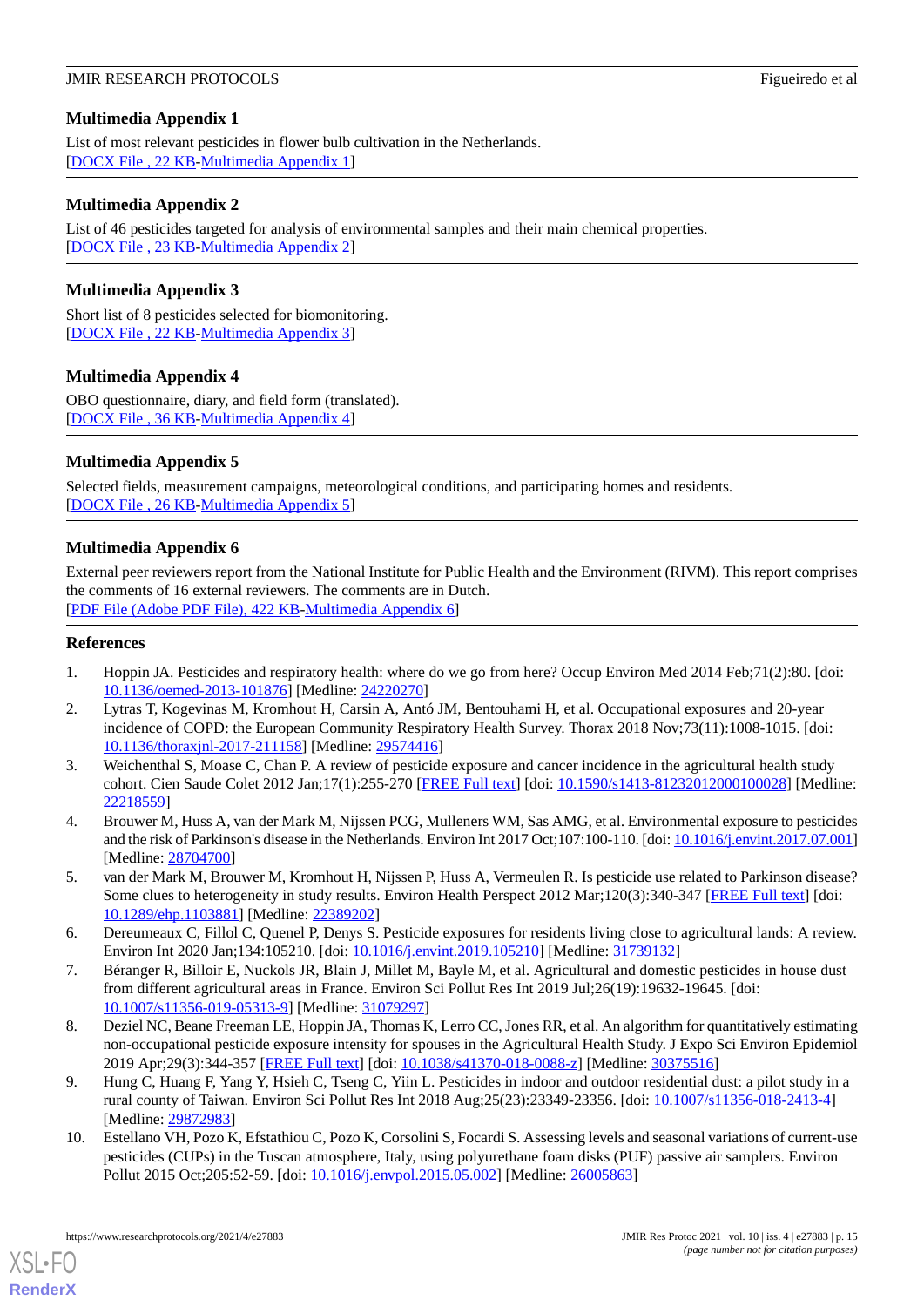## Multimedia Appendix 1

List of most relevant pesticides in flower bulb cultivation in the Netherlands.

[DOCX File , 22 KB-Multimedia Appendix 1]

## Multimedia Appendix 2

List of 46 pesticides targeted for analysis of environmental samples and their main chemical properties.

[DOCX File , 23 KB-Multimedia Appendix 2]

## Multimedia Appendix 3

Short list of 8 pesticides selected for biomonitoring.

[DOCX File , 22 KB-Multimedia Appendix 3]

## Multimedia Appendix 4

OBO questionnaire, diary, and field form (translated).

[DOCX File , 36 KB-Multimedia Appendix 4]

## Multimedia Appendix 5

Selected fields, measurement campaigns, meteorological conditions, and participating homes and residents.

[DOCX File , 26 KB-Multimedia Appendix 5]

## Multimedia Appendix 6

External peer reviewers report from the National Institute for Public Health and the Environment (RIVM). This report comprises the comments of 16 external reviewers. The comments are in Dutch.

[PDF File (Adobe PDF File), 422 KB-Multimedia Appendix 6]

## References

1. Hoppin JA. Pesticides and respiratory health: where do we go from here? Occup Environ Med 2014 Feb;71(2):80. [doi: 10.1136/oemed-2013-101876] [Medline: 24220270]
2. Lytras T, Kogevinas M, Kromhout H, Carsin A, Antó JM, Bentouhami H, et al. Occupational exposures and 20-year incidence of COPD: the European Community Respiratory Health Survey. Thorax 2018 Nov;73(11):1008-1015. [doi: 10.1136/thoraxjnl-2017-211158] [Medline: 29574416]
3. Weichenthal S, Moase C, Chan P. A review of pesticide exposure and cancer incidence in the agricultural health study cohort. Cien Saude Colet 2012 Jan;17(1):255-270 [FREE Full text] [doi: 10.1590/s1413-81232012000100028] [Medline: 22218559]
4. Brouwer M, Huss A, van der Mark M, Nijssen PCG, Mulleners WM, Sas AMG, et al. Environmental exposure to pesticides and the risk of Parkinson's disease in the Netherlands. Environ Int 2017 Oct;107:100-110. [doi: 10.1016/j.envint.2017.07.001] [Medline: 28704700]
5. van der Mark M, Brouwer M, Kromhout H, Nijssen P, Huss A, Vermeulen R. Is pesticide use related to Parkinson disease? Some clues to heterogeneity in study results. Environ Health Perspect 2012 Mar;120(3):340-347 [FREE Full text] [doi: 10.1289/ehp.1103881] [Medline: 22389202]
6. Dereumeaux C, Fillol C, Quenel P, Denys S. Pesticide exposures for residents living close to agricultural lands: A review. Environ Int 2020 Jan;134:105210. [doi: 10.1016/j.envint.2019.105210] [Medline: 31739132]
7. Béranger R, Billoir E, Nuckols JR, Blain J, Millet M, Bayle M, et al. Agricultural and domestic pesticides in house dust from different agricultural areas in France. Environ Sci Pollut Res Int 2019 Jul;26(19):19632-19645. [doi: 10.1007/s11356-019-05313-9] [Medline: 31079297]
8. Deziel NC, Beane Freeman LE, Hoppin JA, Thomas K, Lerro CC, Jones RR, et al. An algorithm for quantitatively estimating non-occupational pesticide exposure intensity for spouses in the Agricultural Health Study. J Expo Sci Environ Epidemiol 2019 Apr;29(3):344-357 [FREE Full text] [doi: 10.1038/s41370-018-0088-z] [Medline: 30375516]
9. Hung C, Huang F, Yang Y, Hsieh C, Tseng C, Yiin L. Pesticides in indoor and outdoor residential dust: a pilot study in a rural county of Taiwan. Environ Sci Pollut Res Int 2018 Aug;25(23):23349-23356. [doi: 10.1007/s11356-018-2413-4] [Medline: 29872983]
10. Estellano VH, Pozo K, Efstathiou C, Pozo K, Corsolini S, Focardi S. Assessing levels and seasonal variations of current-use pesticides (CUPs) in the Tuscan atmosphere, Italy, using polyurethane foam disks (PUF) passive air samplers. Environ Pollut 2015 Oct;205:52-59. [doi: 10.1016/j.envpol.2015.05.002] [Medline: 26005863]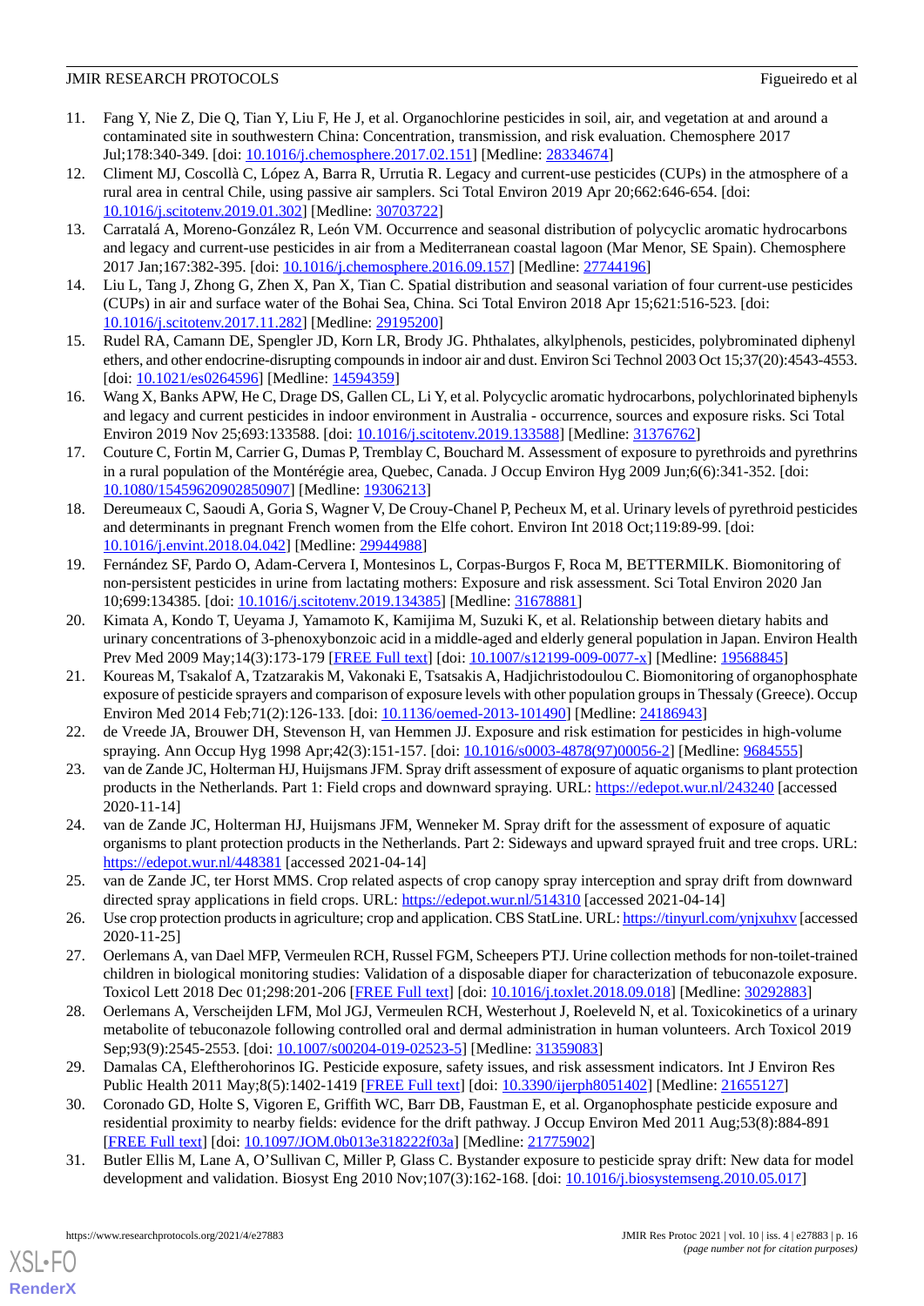11. Fang Y, Nie Z, Die Q, Tian Y, Liu F, He J, et al. Organochlorine pesticides in soil, air, and vegetation at and around a contaminated site in southwestern China: Concentration, transmission, and risk evaluation. Chemosphere 2017 Jul;178:340-349. [doi: 10.1016/j.chemosphere.2017.02.151] [Medline: 28334674]
12. Climent MJ, Coscollà C, López A, Barra R, Urrutia R. Legacy and current-use pesticides (CUPs) in the atmosphere of a rural area in central Chile, using passive air samplers. Sci Total Environ 2019 Apr 20;662:646-654. [doi: 10.1016/j.scitotenv.2019.01.302] [Medline: 30703722]
13. Carratalá A, Moreno-González R, León VM. Occurrence and seasonal distribution of polycyclic aromatic hydrocarbons and legacy and current-use pesticides in air from a Mediterranean coastal lagoon (Mar Menor, SE Spain). Chemosphere 2017 Jan;167:382-395. [doi: 10.1016/j.chemosphere.2016.09.157] [Medline: 27744196]
14. Liu L, Tang J, Zhong G, Zhen X, Pan X, Tian C. Spatial distribution and seasonal variation of four current-use pesticides (CUPs) in air and surface water of the Bohai Sea, China. Sci Total Environ 2018 Apr 15;621:516-523. [doi: 10.1016/j.scitotenv.2017.11.282] [Medline: 29195200]
15. Rudel RA, Camann DE, Spengler JD, Korn LR, Brody JG. Phthalates, alkylphenols, pesticides, polybrominated diphenyl ethers, and other endocrine-disrupting compounds in indoor air and dust. Environ Sci Technol 2003 Oct 15;37(20):4543-4553. [doi: 10.1021/es0264596] [Medline: 14594359]
16. Wang X, Banks APW, He C, Drage DS, Gallen CL, Li Y, et al. Polycyclic aromatic hydrocarbons, polychlorinated biphenyls and legacy and current pesticides in indoor environment in Australia - occurrence, sources and exposure risks. Sci Total Environ 2019 Nov 25;693:133588. [doi: 10.1016/j.scitotenv.2019.133588] [Medline: 31376762]
17. Couture C, Fortin M, Carrier G, Dumas P, Tremblay C, Bouchard M. Assessment of exposure to pyrethroids and pyrethrins in a rural population of the Montérégie area, Quebec, Canada. J Occup Environ Hyg 2009 Jun;6(6):341-352. [doi: 10.1080/15459620902850907] [Medline: 19306213]
18. Dereumeaux C, Saoudi A, Goria S, Wagner V, De Crouy-Chanel P, Pecheux M, et al. Urinary levels of pyrethroid pesticides and determinants in pregnant French women from the Elfe cohort. Environ Int 2018 Oct;119:89-99. [doi: 10.1016/j.envint.2018.04.042] [Medline: 29944988]
19. Fernández SF, Pardo O, Adam-Cervera I, Montesinos L, Corpas-Burgos F, Roca M, BETTERMILK. Biomonitoring of non-persistent pesticides in urine from lactating mothers: Exposure and risk assessment. Sci Total Environ 2020 Jan 10;699:134385. [doi: 10.1016/j.scitotenv.2019.134385] [Medline: 31678881]
20. Kimata A, Kondo T, Ueyama J, Yamamoto K, Kamijima M, Suzuki K, et al. Relationship between dietary habits and urinary concentrations of 3-phenoxybenzoic acid in a middle-aged and elderly general population in Japan. Environ Health Prev Med 2009 May;14(3):173-179 [FREE Full text] [doi: 10.1007/s12199-009-0077-x] [Medline: 19568845]
21. Koureas M, Tsakalof A, Tzatzarakis M, Vakonaki E, Tsatsakis A, Hadjichristodoulou C. Biomonitoring of organophosphate exposure of pesticide sprayers and comparison of exposure levels with other population groups in Thessaly (Greece). Occup Environ Med 2014 Feb;71(2):126-133. [doi: 10.1136/oemed-2013-101490] [Medline: 24186943]
22. de Vreede JA, Brouwer DH, Stevenson H, van Hemmen JJ. Exposure and risk estimation for pesticides in high-volume spraying. Ann Occup Hyg 1998 Apr;42(3):151-157. [doi: 10.1016/s0003-4878(97)00056-2] [Medline: 9684555]
23. van de Zande JC, Holterman HJ, Huijsmans JFM. Spray drift assessment of exposure of aquatic organisms to plant protection products in the Netherlands. Part 1: Field crops and downward spraying. URL: https://edepot.wur.nl/243240 [accessed 2020-11-14]
24. van de Zande JC, Holterman HJ, Huijsmans JFM, Wenneker M. Spray drift for the assessment of exposure of aquatic organisms to plant protection products in the Netherlands. Part 2: Sideways and upward sprayed fruit and tree crops. URL: https://edepot.wur.nl/448381 [accessed 2021-04-14]
25. van de Zande JC, ter Horst MMS. Crop related aspects of crop canopy spray interception and spray drift from downward directed spray applications in field crops. URL: https://edepot.wur.nl/514310 [accessed 2021-04-14]
26. Use crop protection products in agriculture; crop and application. CBS StatLine. URL: https://tinyurl.com/ynjxuhxv [accessed 2020-11-25]
27. Oerlemans A, van Dael MFP, Vermeulen RCH, Russel FGM, Scheepers PTJ. Urine collection methods for non-toilet-trained children in biological monitoring studies: Validation of a disposable diaper for characterization of tebuconazole exposure. Toxicol Lett 2018 Dec 01;298:201-206 [FREE Full text] [doi: 10.1016/j.toxlet.2018.09.018] [Medline: 30292883]
28. Oerlemans A, Verscheijden LFM, Mol JGJ, Vermeulen RCH, Westerhout J, Roeleveld N, et al. Toxicokinetics of a urinary metabolite of tebuconazole following controlled oral and dermal administration in human volunteers. Arch Toxicol 2019 Sep;93(9):2545-2553. [doi: 10.1007/s00204-019-02523-5] [Medline: 31359083]
29. Damalas CA, Eleftherohorinos IG. Pesticide exposure, safety issues, and risk assessment indicators. Int J Environ Res Public Health 2011 May;8(5):1402-1419 [FREE Full text] [doi: 10.3390/ijerph8051402] [Medline: 21655127]
30. Coronado GD, Holte S, Vigoren E, Griffith WC, Barr DB, Faustman E, et al. Organophosphate pesticide exposure and residential proximity to nearby fields: evidence for the drift pathway. J Occup Environ Med 2011 Aug;53(8):884-891 [FREE Full text] [doi: 10.1097/JOM.0b013e318222f03a] [Medline: 21775902]
31. Butler Ellis M, Lane A, O'Sullivan C, Miller P, Glass C. Bystander exposure to pesticide spray drift: New data for model development and validation. Biosyst Eng 2010 Nov;107(3):162-168. [doi: 10.1016/j.biosystemseng.2010.05.017]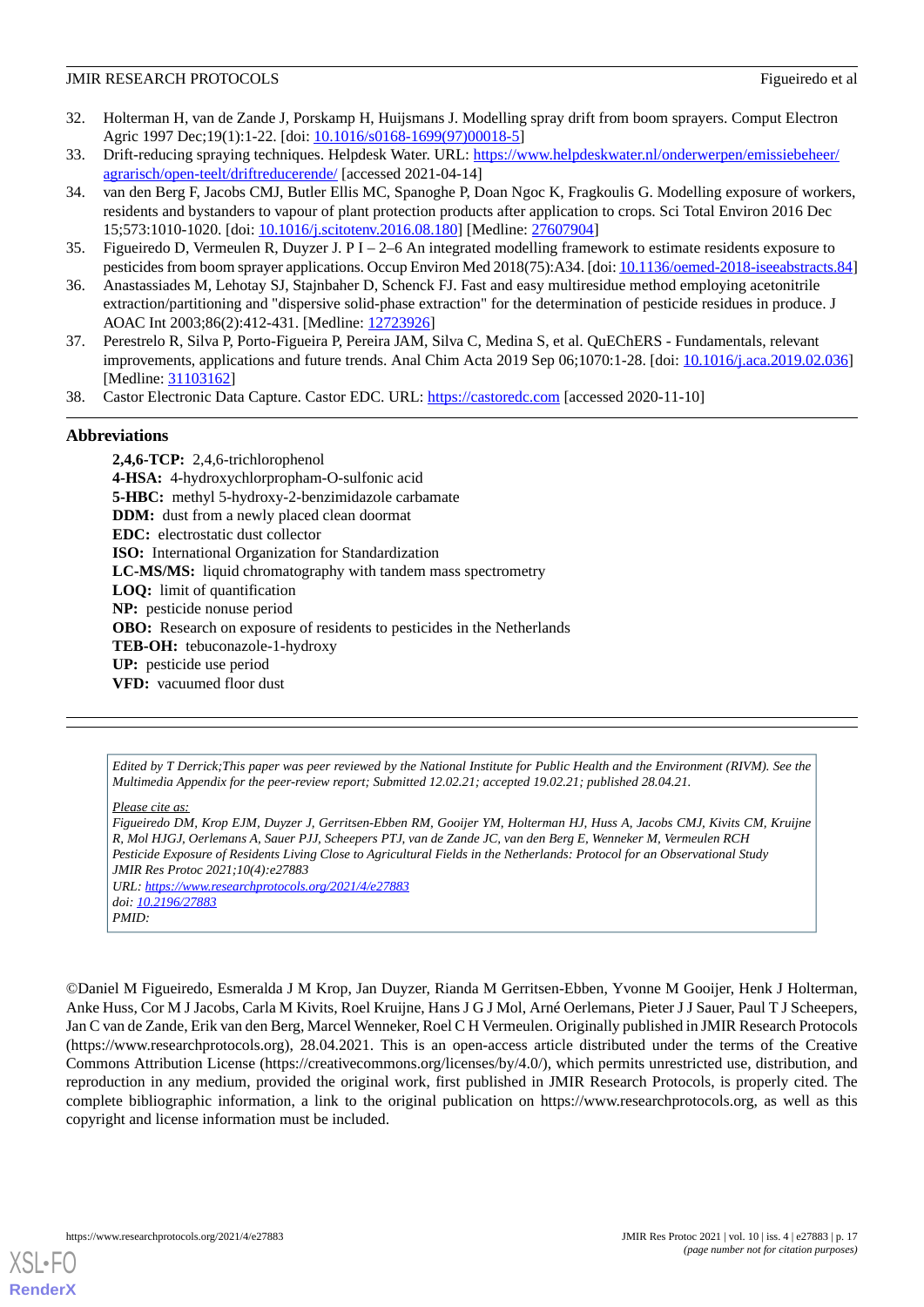32. Holterman H, van de Zande J, Porskamp H, Huijsmans J. Modelling spray drift from boom sprayers. Comput Electron Agric 1997 Dec;19(1):1-22. [doi: 10.1016/s0168-1699(97)00018-5]
33. Drift-reducing spraying techniques. Helpdesk Water. URL: https://www.helpdeskwater.nl/onderwerpen/emissiebeheer/agrarisch/open-teelt/driftreducerende/ [accessed 2021-04-14]
34. van den Berg F, Jacobs CMJ, Butler Ellis MC, Spanoghe P, Doan Ngoc K, Fragkoulis G. Modelling exposure of workers, residents and bystanders to vapour of plant protection products after application to crops. Sci Total Environ 2016 Dec 15;573:1010-1020. [doi: 10.1016/j.scitotenv.2016.08.180] [Medline: 27607904]
35. Figueiredo D, Vermeulen R, Duyzer J. P I – 2–6 An integrated modelling framework to estimate residents exposure to pesticides from boom sprayer applications. Occup Environ Med 2018(75):A34. [doi: 10.1136/oemed-2018-iseeabstracts.84]
36. Anastassiades M, Lehotay SJ, Stajnbaher D, Schenck FJ. Fast and easy multiresidue method employing acetonitrile extraction/partitioning and "dispersive solid-phase extraction" for the determination of pesticide residues in produce. J AOAC Int 2003;86(2):412-431. [Medline: 12723926]
37. Perestrelo R, Silva P, Porto-Figueira P, Pereira JAM, Silva C, Medina S, et al. QuEChERS - Fundamentals, relevant improvements, applications and future trends. Anal Chim Acta 2019 Sep 06;1070:1-28. [doi: 10.1016/j.aca.2019.02.036] [Medline: 31103162]
38. Castor Electronic Data Capture. Castor EDC. URL: https://castoredc.com [accessed 2020-11-10]

## Abbreviations

**2,4,6-TCP:** 2,4,6-trichlorophenol
**4-HSA:** 4-hydroxychlorpropham-O-sulfonic acid
**5-HBC:** methyl 5-hydroxy-2-benzimidazole carbamate
**DDM:** dust from a newly placed clean doormat
**EDC:** electrostatic dust collector
**ISO:** International Organization for Standardization
**LC-MS/MS:** liquid chromatography with tandem mass spectrometry
**LOQ:** limit of quantification
**NP:** pesticide nonuse period
**OBO:** Research on exposure of residents to pesticides in the Netherlands
**TEB-OH:** tebuconazole-1-hydroxy
**UP:** pesticide use period
**VFD:** vacuumed floor dust

*Edited by T Derrick;This paper was peer reviewed by the National Institute for Public Health and the Environment (RIVM). See the Multimedia Appendix for the peer-review report; Submitted 12.02.21; accepted 19.02.21; published 28.04.21.*

*Please cite as:*
*Figueiredo DM, Krop EJM, Duyzer J, Gerritsen-Ebben RM, Gooijer YM, Holterman HJ, Huss A, Jacobs CMJ, Kivits CM, Kruijne R, Mol HJGJ, Oerlemans A, Sauer PJJ, Scheepers PTJ, van de Zande JC, van den Berg E, Wenneker M, Vermeulen RCH*
*Pesticide Exposure of Residents Living Close to Agricultural Fields in the Netherlands: Protocol for an Observational Study*
*JMIR Res Protoc 2021;10(4):e27883*
*URL: https://www.researchprotocols.org/2021/4/e27883*
*doi: 10.2196/27883*
*PMID:*

©Daniel M Figueiredo, Esmeralda J M Krop, Jan Duyzer, Rianda M Gerritsen-Ebben, Yvonne M Gooijer, Henk J Holterman, Anke Huss, Cor M J Jacobs, Carla M Kivits, Roel Kruijne, Hans J G J Mol, Arné Oerlemans, Pieter J J Sauer, Paul T J Scheepers, Jan C van de Zande, Erik van den Berg, Marcel Wenneker, Roel C H Vermeulen. Originally published in JMIR Research Protocols (https://www.researchprotocols.org), 28.04.2021. This is an open-access article distributed under the terms of the Creative Commons Attribution License (https://creativecommons.org/licenses/by/4.0/), which permits unrestricted use, distribution, and reproduction in any medium, provided the original work, first published in JMIR Research Protocols, is properly cited. The complete bibliographic information, a link to the original publication on https://www.researchprotocols.org, as well as this copyright and license information must be included.